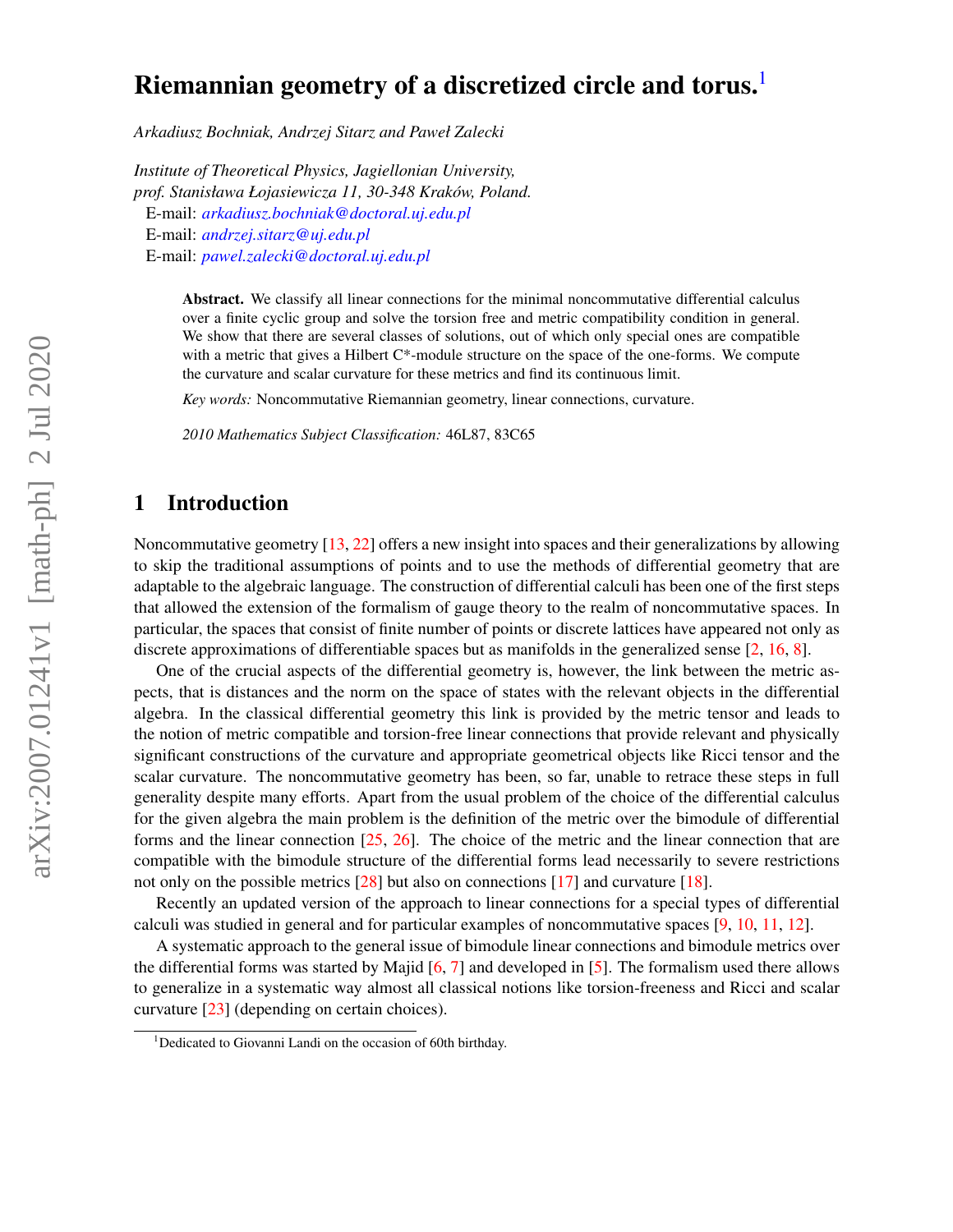# Riemannian geometry of a discretized circle and torus.[1]

*Arkadiusz Bochniak, Andrzej Sitarz and Paweł Zalecki*

*Institute of Theoretical Physics, Jagiellonian University,*
*prof. Stanisława Łojasiewicza 11, 30-348 Kraków, Poland.*
E-mail: *arkadiusz.bochniak@doctoral.uj.edu.pl*
E-mail: *andrzej.sitarz@uj.edu.pl*
E-mail: *pawel.zalecki@doctoral.uj.edu.pl*

**Abstract.** We classify all linear connections for the minimal noncommutative differential calculus over a finite cyclic group and solve the torsion free and metric compatibility condition in general. We show that there are several classes of solutions, out of which only special ones are compatible with a metric that gives a Hilbert C*-module structure on the space of the one-forms. We compute the curvature and scalar curvature for these metrics and find its continuous limit.

*Key words:* Noncommutative Riemannian geometry, linear connections, curvature.

*2010 Mathematics Subject Classification:* 46L87, 83C65

## 1 Introduction

Noncommutative geometry [13, 22] offers a new insight into spaces and their generalizations by allowing to skip the traditional assumptions of points and to use the methods of differential geometry that are adaptable to the algebraic language. The construction of differential calculi has been one of the first steps that allowed the extension of the formalism of gauge theory to the realm of noncommutative spaces. In particular, the spaces that consist of finite number of points or discrete lattices have appeared not only as discrete approximations of differentiable spaces but as manifolds in the generalized sense [2, 16, 8].

One of the crucial aspects of the differential geometry is, however, the link between the metric aspects, that is distances and the norm on the space of states with the relevant objects in the differential algebra. In the classical differential geometry this link is provided by the metric tensor and leads to the notion of metric compatible and torsion-free linear connections that provide relevant and physically significant constructions of the curvature and appropriate geometrical objects like Ricci tensor and the scalar curvature. The noncommutative geometry has been, so far, unable to retrace these steps in full generality despite many efforts. Apart from the usual problem of the choice of the differential calculus for the given algebra the main problem is the definition of the metric over the bimodule of differential forms and the linear connection [25, 26]. The choice of the metric and the linear connection that are compatible with the bimodule structure of the differential forms lead necessarily to severe restrictions not only on the possible metrics [28] but also on connections [17] and curvature [18].

Recently an updated version of the approach to linear connections for a special types of differential calculi was studied in general and for particular examples of noncommutative spaces [9, 10, 11, 12].

A systematic approach to the general issue of bimodule linear connections and bimodule metrics over the differential forms was started by Majid [6, 7] and developed in [5]. The formalism used there allows to generalize in a systematic way almost all classical notions like torsion-freeness and Ricci and scalar curvature [23] (depending on certain choices).

[1] Dedicated to Giovanni Landi on the occasion of 60th birthday.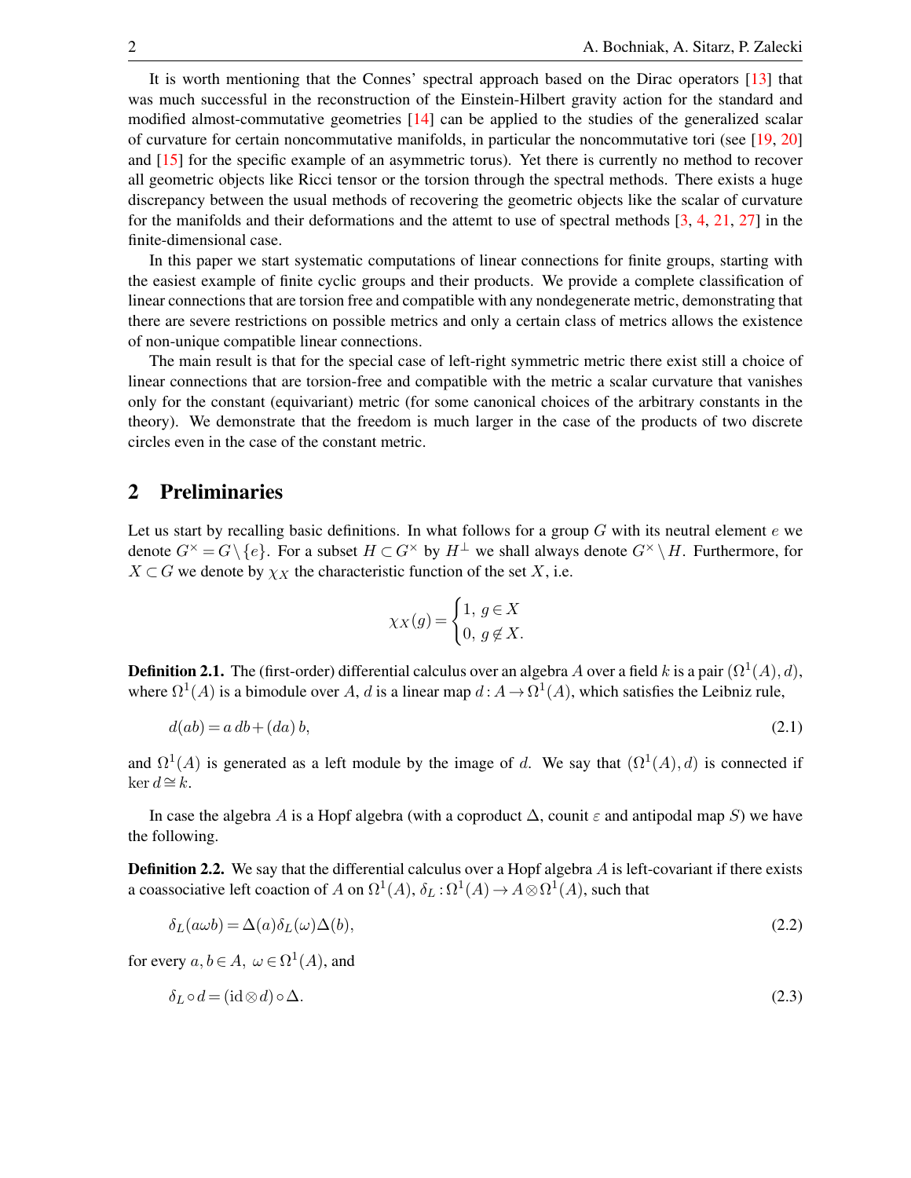It is worth mentioning that the Connes' spectral approach based on the Dirac operators [13] that was much successful in the reconstruction of the Einstein-Hilbert gravity action for the standard and modified almost-commutative geometries [14] can be applied to the studies of the generalized scalar of curvature for certain noncommutative manifolds, in particular the noncommutative tori (see [19, 20] and [15] for the specific example of an asymmetric torus). Yet there is currently no method to recover all geometric objects like Ricci tensor or the torsion through the spectral methods. There exists a huge discrepancy between the usual methods of recovering the geometric objects like the scalar of curvature for the manifolds and their deformations and the attemt to use of spectral methods [3, 4, 21, 27] in the finite-dimensional case.

In this paper we start systematic computations of linear connections for finite groups, starting with the easiest example of finite cyclic groups and their products. We provide a complete classification of linear connections that are torsion free and compatible with any nondegenerate metric, demonstrating that there are severe restrictions on possible metrics and only a certain class of metrics allows the existence of non-unique compatible linear connections.

The main result is that for the special case of left-right symmetric metric there exist still a choice of linear connections that are torsion-free and compatible with the metric a scalar curvature that vanishes only for the constant (equivariant) metric (for some canonical choices of the arbitrary constants in the theory). We demonstrate that the freedom is much larger in the case of the products of two discrete circles even in the case of the constant metric.

## 2 Preliminaries

Let us start by recalling basic definitions. In what follows for a group $G$ with its neutral element $e$ we denote $G^\times = G \setminus \{e\}$. For a subset $H \subset G^\times$ by $H^\perp$ we shall always denote $G^\times \setminus H$. Furthermore, for $X \subset G$ we denote by $\chi_X$ the characteristic function of the set $X$, i.e.

$$\chi_X(g) = \begin{cases} 1, \; g \in X \\ 0, \; g \notin X. \end{cases}$$

**Definition 2.1.** The (first-order) differential calculus over an algebra $A$ over a field $k$ is a pair $(\Omega^1(A), d)$, where $\Omega^1(A)$ is a bimodule over $A$, $d$ is a linear map $d: A \to \Omega^1(A)$, which satisfies the Leibniz rule,

$$d(ab) = a\,db + (da)\,b, \tag{2.1}$$

and $\Omega^1(A)$ is generated as a left module by the image of $d$. We say that $(\Omega^1(A), d)$ is connected if $\ker d \cong k$.

In case the algebra $A$ is a Hopf algebra (with a coproduct $\Delta$, counit $\varepsilon$ and antipodal map $S$) we have the following.

**Definition 2.2.** We say that the differential calculus over a Hopf algebra $A$ is left-covariant if there exists a coassociative left coaction of $A$ on $\Omega^1(A)$, $\delta_L: \Omega^1(A) \to A \otimes \Omega^1(A)$, such that

$$\delta_L(a\omega b) = \Delta(a)\delta_L(\omega)\Delta(b), \tag{2.2}$$

for every $a, b \in A, \; \omega \in \Omega^1(A)$, and

$$\delta_L \circ d = (\mathrm{id} \otimes d) \circ \Delta. \tag{2.3}$$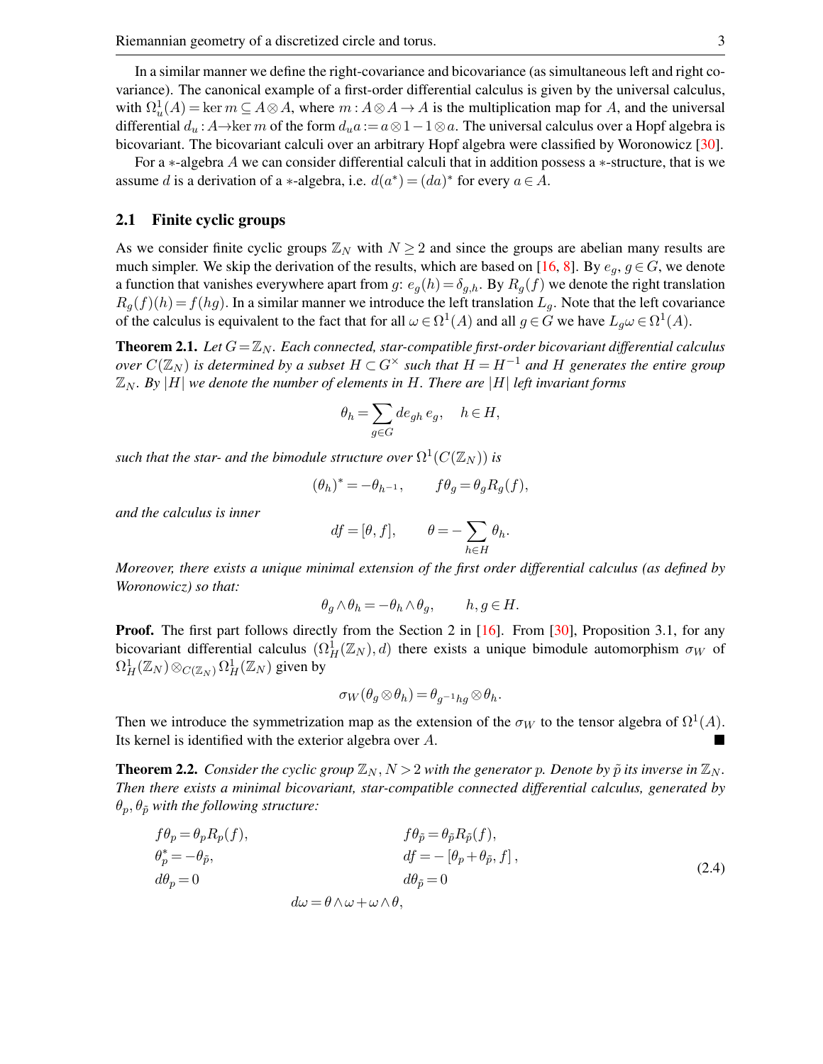In a similar manner we define the right-covariance and bicovariance (as simultaneous left and right covariance). The canonical example of a first-order differential calculus is given by the universal calculus, with $\Omega^1_u(A) = \ker m \subseteq A \otimes A$, where $m : A \otimes A \to A$ is the multiplication map for $A$, and the universal differential $d_u : A \to \ker m$ of the form $d_u a := a \otimes 1 - 1 \otimes a$. The universal calculus over a Hopf algebra is bicovariant. The bicovariant calculi over an arbitrary Hopf algebra were classified by Woronowicz [30].

For a $*$-algebra $A$ we can consider differential calculi that in addition possess a $*$-structure, that is we assume $d$ is a derivation of a $*$-algebra, i.e. $d(a^*) = (da)^*$ for every $a \in A$.

### 2.1 Finite cyclic groups

As we consider finite cyclic groups $\mathbb{Z}_N$ with $N \geq 2$ and since the groups are abelian many results are much simpler. We skip the derivation of the results, which are based on [16, 8]. By $e_g$, $g \in G$, we denote a function that vanishes everywhere apart from $g$: $e_g(h) = \delta_{g,h}$. By $R_g(f)$ we denote the right translation $R_g(f)(h) = f(hg)$. In a similar manner we introduce the left translation $L_g$. Note that the left covariance of the calculus is equivalent to the fact that for all $\omega \in \Omega^1(A)$ and all $g \in G$ we have $L_g \omega \in \Omega^1(A)$.

**Theorem 2.1.** *Let $G = \mathbb{Z}_N$. Each connected, star-compatible first-order bicovariant differential calculus over $C(\mathbb{Z}_N)$ is determined by a subset $H \subset G^\times$ such that $H = H^{-1}$ and $H$ generates the entire group $\mathbb{Z}_N$. By $|H|$ we denote the number of elements in $H$. There are $|H|$ left invariant forms*

$$\theta_h = \sum_{g \in G} de_{gh}\, e_g, \quad h \in H,$$

*such that the star- and the bimodule structure over $\Omega^1(C(\mathbb{Z}_N))$ is*

$$(\theta_h)^* = -\theta_{h^{-1}}, \qquad f\theta_g = \theta_g R_g(f),$$

*and the calculus is inner*

$$df = [\theta, f], \qquad \theta = -\sum_{h \in H} \theta_h.$$

*Moreover, there exists a unique minimal extension of the first order differential calculus (as defined by Woronowicz) so that:*

$$\theta_g \wedge \theta_h = -\theta_h \wedge \theta_g, \qquad h, g \in H.$$

**Proof.** The first part follows directly from the Section 2 in [16]. From [30], Proposition 3.1, for any bicovariant differential calculus $(\Omega^1_H(\mathbb{Z}_N), d)$ there exists a unique bimodule automorphism $\sigma_W$ of $\Omega^1_H(\mathbb{Z}_N) \otimes_{C(\mathbb{Z}_N)} \Omega^1_H(\mathbb{Z}_N)$ given by

$$\sigma_W(\theta_g \otimes \theta_h) = \theta_{g^{-1}hg} \otimes \theta_h.$$

Then we introduce the symmetrization map as the extension of the $\sigma_W$ to the tensor algebra of $\Omega^1(A)$. Its kernel is identified with the exterior algebra over $A$. ■

**Theorem 2.2.** *Consider the cyclic group $\mathbb{Z}_N$, $N > 2$ with the generator $p$. Denote by $\tilde{p}$ its inverse in $\mathbb{Z}_N$. Then there exists a minimal bicovariant, star-compatible connected differential calculus, generated by $\theta_p, \theta_{\tilde{p}}$ with the following structure:*

$$\begin{aligned}
&f\theta_p = \theta_p R_p(f), && f\theta_{\tilde{p}} = \theta_{\tilde{p}} R_{\tilde{p}}(f),\\
&\theta_p^* = -\theta_{\tilde{p}}, && df = -\left[\theta_p + \theta_{\tilde{p}}, f\right],\\
&d\theta_p = 0 && d\theta_{\tilde{p}} = 0\\
&\qquad d\omega = \theta \wedge \omega + \omega \wedge \theta, &&
\end{aligned} \tag{2.4}$$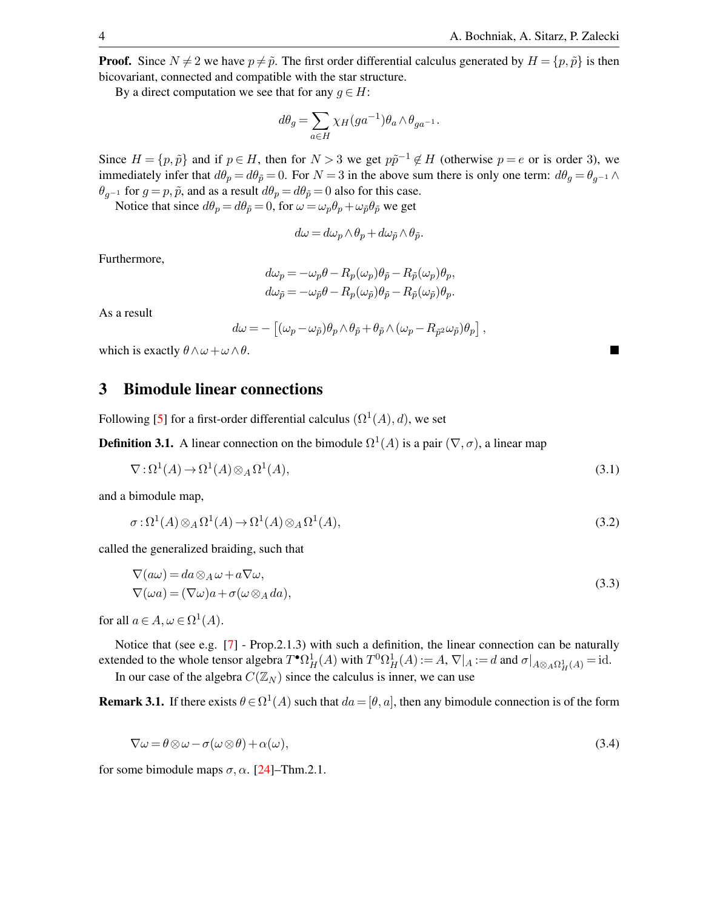**Proof.** Since $N \neq 2$ we have $p \neq \tilde{p}$. The first order differential calculus generated by $H = \{p, \tilde{p}\}$ is then bicovariant, connected and compatible with the star structure.

By a direct computation we see that for any $g \in H$:

$$d\theta_g = \sum_{a \in H} \chi_H(ga^{-1})\theta_a \wedge \theta_{ga^{-1}}.$$

Since $H = \{p, \tilde{p}\}$ and if $p \in H$, then for $N > 3$ we get $p\tilde{p}^{-1} \notin H$ (otherwise $p = e$ or is order 3), we immediately infer that $d\theta_p = d\theta_{\tilde{p}} = 0$. For $N = 3$ in the above sum there is only one term: $d\theta_g = \theta_{g^{-1}} \wedge \theta_{g^{-1}}$ for $g = p, \tilde{p}$, and as a result $d\theta_p = d\theta_{\tilde{p}} = 0$ also for this case.

Notice that since $d\theta_p = d\theta_{\tilde{p}} = 0$, for $\omega = \omega_p\theta_p + \omega_{\tilde{p}}\theta_{\tilde{p}}$ we get

$$d\omega = d\omega_p \wedge \theta_p + d\omega_{\tilde{p}} \wedge \theta_{\tilde{p}}.$$

Furthermore,

$$d\omega_p = -\omega_p\theta - R_p(\omega_p)\theta_{\tilde{p}} - R_{\tilde{p}}(\omega_p)\theta_p,$$
$$d\omega_{\tilde{p}} = -\omega_{\tilde{p}}\theta - R_p(\omega_{\tilde{p}})\theta_{\tilde{p}} - R_{\tilde{p}}(\omega_{\tilde{p}})\theta_p.$$

As a result

$$d\omega = -\left[(\omega_p - \omega_{\tilde{p}})\theta_p \wedge \theta_{\tilde{p}} + \theta_{\tilde{p}} \wedge (\omega_p - R_{\tilde{p}^2}\omega_{\tilde{p}})\theta_p\right],$$

which is exactly $\theta \wedge \omega + \omega \wedge \theta$. ■

## 3 Bimodule linear connections

Following [5] for a first-order differential calculus $(\Omega^1(A), d)$, we set

**Definition 3.1.** A linear connection on the bimodule $\Omega^1(A)$ is a pair $(\nabla, \sigma)$, a linear map

$$\nabla : \Omega^1(A) \to \Omega^1(A) \otimes_A \Omega^1(A), \tag{3.1}$$

and a bimodule map,

$$\sigma : \Omega^1(A) \otimes_A \Omega^1(A) \to \Omega^1(A) \otimes_A \Omega^1(A), \tag{3.2}$$

called the generalized braiding, such that

$$\begin{aligned} \nabla(a\omega) &= da \otimes_A \omega + a\nabla\omega, \\ \nabla(\omega a) &= (\nabla\omega)a + \sigma(\omega \otimes_A da), \end{aligned} \tag{3.3}$$

for all $a \in A, \omega \in \Omega^1(A)$.

Notice that (see e.g. [7] - Prop.2.1.3) with such a definition, the linear connection can be naturally extended to the whole tensor algebra $T^\bullet\Omega^1_H(A)$ with $T^0\Omega^1_H(A) := A$, $\nabla|_A := d$ and $\sigma|_{A \otimes_A \Omega^1_H(A)} = \mathrm{id}$.

In our case of the algebra $C(\mathbb{Z}_N)$ since the calculus is inner, we can use

**Remark 3.1.** If there exists $\theta \in \Omega^1(A)$ such that $da = [\theta, a]$, then any bimodule connection is of the form

$$\nabla\omega = \theta \otimes \omega - \sigma(\omega \otimes \theta) + \alpha(\omega), \tag{3.4}$$

for some bimodule maps $\sigma, \alpha$. [24]–Thm.2.1.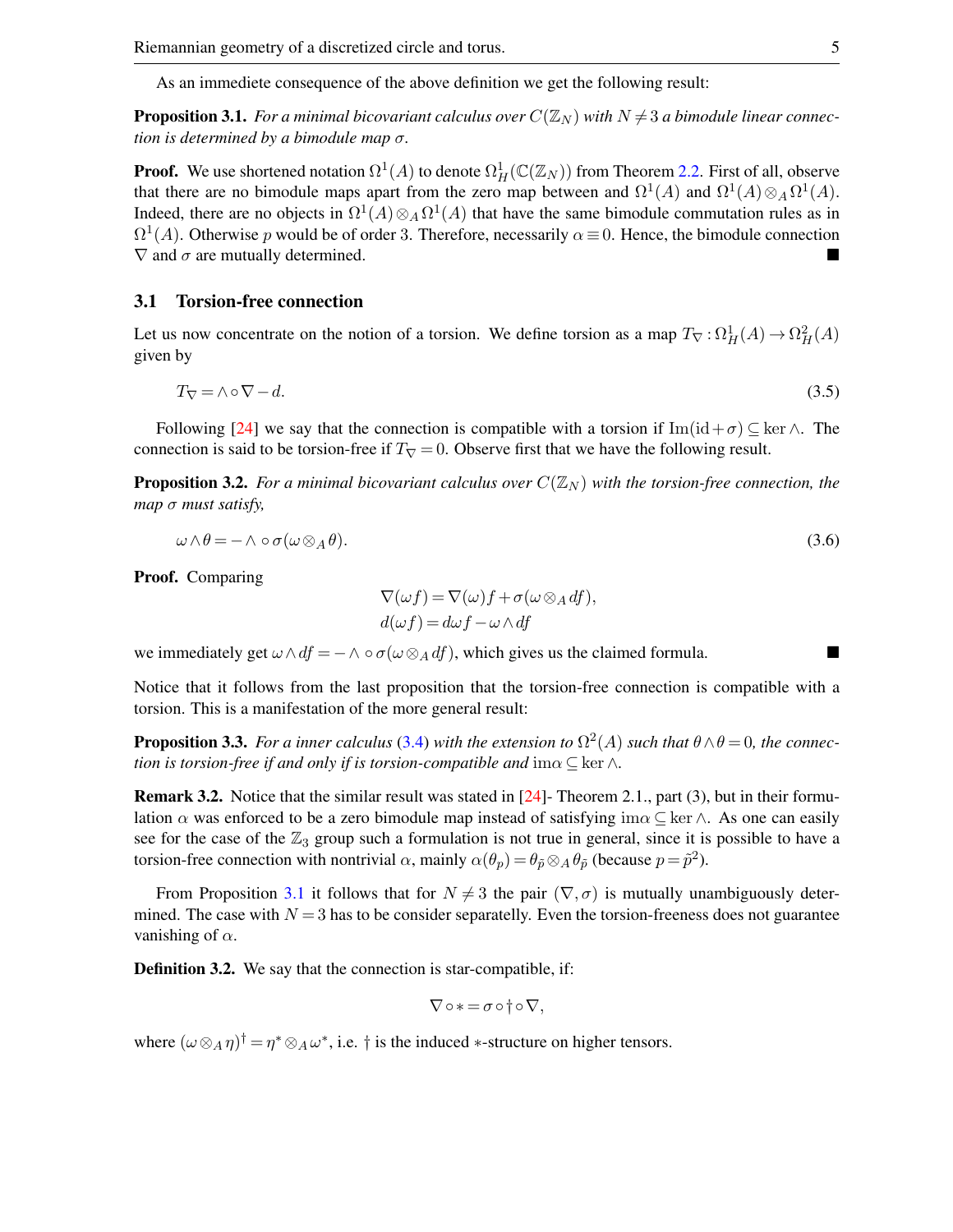As an immediete consequence of the above definition we get the following result:

**Proposition 3.1.** *For a minimal bicovariant calculus over $C(\mathbb{Z}_N)$ with $N \neq 3$ a bimodule linear connection is determined by a bimodule map $\sigma$.*

**Proof.** We use shortened notation $\Omega^1(A)$ to denote $\Omega^1_H(\mathbb{C}(\mathbb{Z}_N))$ from Theorem 2.2. First of all, observe that there are no bimodule maps apart from the zero map between and $\Omega^1(A)$ and $\Omega^1(A) \otimes_A \Omega^1(A)$. Indeed, there are no objects in $\Omega^1(A) \otimes_A \Omega^1(A)$ that have the same bimodule commutation rules as in $\Omega^1(A)$. Otherwise $p$ would be of order 3. Therefore, necessarily $\alpha \equiv 0$. Hence, the bimodule connection $\nabla$ and $\sigma$ are mutually determined. ■

## 3.1 Torsion-free connection

Let us now concentrate on the notion of a torsion. We define torsion as a map $T_\nabla : \Omega^1_H(A) \to \Omega^2_H(A)$ given by

$$T_\nabla = \wedge \circ \nabla - d. \tag{3.5}$$

Following [24] we say that the connection is compatible with a torsion if $\mathrm{Im}(\mathrm{id} + \sigma) \subseteq \ker \wedge$. The connection is said to be torsion-free if $T_\nabla = 0$. Observe first that we have the following result.

**Proposition 3.2.** *For a minimal bicovariant calculus over $C(\mathbb{Z}_N)$ with the torsion-free connection, the map $\sigma$ must satisfy,*

$$\omega \wedge \theta = -\wedge \circ \sigma(\omega \otimes_A \theta). \tag{3.6}$$

**Proof.** Comparing

$$\nabla(\omega f) = \nabla(\omega) f + \sigma(\omega \otimes_A df),$$
$$d(\omega f) = d\omega f - \omega \wedge df$$

we immediately get $\omega \wedge df = -\wedge \circ \sigma(\omega \otimes_A df)$, which gives us the claimed formula. ■

Notice that it follows from the last proposition that the torsion-free connection is compatible with a torsion. This is a manifestation of the more general result:

**Proposition 3.3.** *For a inner calculus (3.4) with the extension to $\Omega^2(A)$ such that $\theta \wedge \theta = 0$, the connection is torsion-free if and only if is torsion-compatible and $\mathrm{im}\alpha \subseteq \ker \wedge$.*

**Remark 3.2.** Notice that the similar result was stated in [24]- Theorem 2.1., part (3), but in their formulation $\alpha$ was enforced to be a zero bimodule map instead of satisfying $\mathrm{im}\alpha \subseteq \ker \wedge$. As one can easily see for the case of the $\mathbb{Z}_3$ group such a formulation is not true in general, since it is possible to have a torsion-free connection with nontrivial $\alpha$, mainly $\alpha(\theta_p) = \theta_{\tilde{p}} \otimes_A \theta_{\tilde{p}}$ (because $p = \tilde{p}^2$).

From Proposition 3.1 it follows that for $N \neq 3$ the pair $(\nabla, \sigma)$ is mutually unambiguously determined. The case with $N = 3$ has to be consider separately. Even the torsion-freeness does not guarantee vanishing of $\alpha$.

**Definition 3.2.** We say that the connection is star-compatible, if:

$$\nabla \circ * = \sigma \circ \dagger \circ \nabla,$$

where $(\omega \otimes_A \eta)^\dagger = \eta^* \otimes_A \omega^*$, i.e. $\dagger$ is the induced $*$-structure on higher tensors.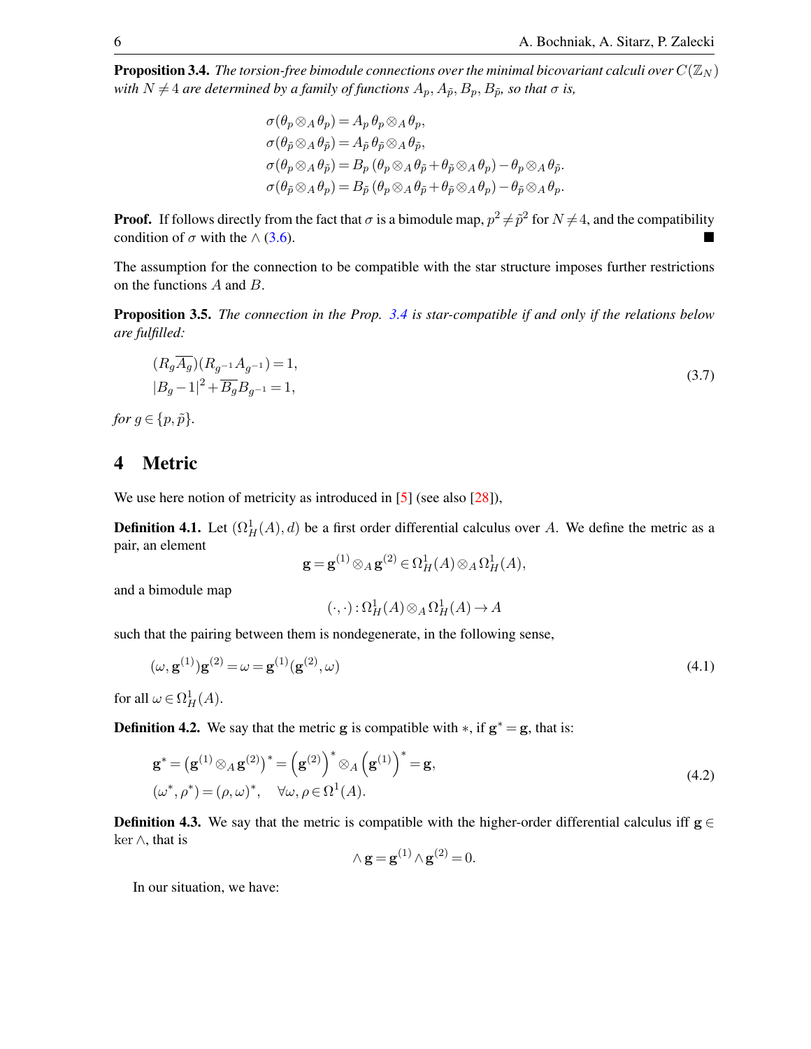**Proposition 3.4.** *The torsion-free bimodule connections over the minimal bicovariant calculi over $C(\mathbb{Z}_N)$ with $N \neq 4$ are determined by a family of functions $A_p, A_{\tilde{p}}, B_p, B_{\tilde{p}}$, so that $\sigma$ is,*

$$
\begin{aligned}
\sigma(\theta_p \otimes_A \theta_p) &= A_p \, \theta_p \otimes_A \theta_p, \\
\sigma(\theta_{\tilde{p}} \otimes_A \theta_{\tilde{p}}) &= A_{\tilde{p}} \, \theta_{\tilde{p}} \otimes_A \theta_{\tilde{p}}, \\
\sigma(\theta_p \otimes_A \theta_{\tilde{p}}) &= B_p \, (\theta_p \otimes_A \theta_{\tilde{p}} + \theta_{\tilde{p}} \otimes_A \theta_p) - \theta_p \otimes_A \theta_{\tilde{p}}. \\
\sigma(\theta_{\tilde{p}} \otimes_A \theta_p) &= B_{\tilde{p}} \, (\theta_p \otimes_A \theta_{\tilde{p}} + \theta_{\tilde{p}} \otimes_A \theta_p) - \theta_{\tilde{p}} \otimes_A \theta_p.
\end{aligned}
$$

**Proof.** If follows directly from the fact that $\sigma$ is a bimodule map, $p^2 \neq \tilde{p}^2$ for $N \neq 4$, and the compatibility condition of $\sigma$ with the $\wedge$ (3.6). ■

The assumption for the connection to be compatible with the star structure imposes further restrictions on the functions $A$ and $B$.

**Proposition 3.5.** *The connection in the Prop. 3.4 is star-compatible if and only if the relations below are fulfilled:*

$$
\begin{aligned}
&(R_g \overline{A_g})(R_{g^{-1}} A_{g^{-1}}) = 1, \\
&|B_g - 1|^2 + \overline{B_g} B_{g^{-1}} = 1,
\end{aligned}
\tag{3.7}
$$

*for $g \in \{p, \tilde{p}\}$.*

# 4 Metric

We use here notion of metricity as introduced in [5] (see also [28]),

**Definition 4.1.** Let $(\Omega^1_H(A), d)$ be a first order differential calculus over $A$. We define the metric as a pair, an element

$$
\mathbf{g} = \mathbf{g}^{(1)} \otimes_A \mathbf{g}^{(2)} \in \Omega^1_H(A) \otimes_A \Omega^1_H(A),
$$

and a bimodule map

$$
(\cdot, \cdot) : \Omega^1_H(A) \otimes_A \Omega^1_H(A) \to A
$$

such that the pairing between them is nondegenerate, in the following sense,

$$
(\omega, \mathbf{g}^{(1)}) \mathbf{g}^{(2)} = \omega = \mathbf{g}^{(1)} (\mathbf{g}^{(2)}, \omega)
\tag{4.1}
$$

for all $\omega \in \Omega^1_H(A)$.

**Definition 4.2.** We say that the metric $\mathbf{g}$ is compatible with $*$, if $\mathbf{g}^* = \mathbf{g}$, that is:

$$
\begin{aligned}
&\mathbf{g}^* = \left(\mathbf{g}^{(1)} \otimes_A \mathbf{g}^{(2)}\right)^* = \left(\mathbf{g}^{(2)}\right)^* \otimes_A \left(\mathbf{g}^{(1)}\right)^* = \mathbf{g}, \\
&(\omega^*, \rho^*) = (\rho, \omega)^*, \quad \forall \omega, \rho \in \Omega^1(A).
\end{aligned}
\tag{4.2}
$$

**Definition 4.3.** We say that the metric is compatible with the higher-order differential calculus iff $\mathbf{g} \in \ker \wedge$, that is

$$
\wedge \, \mathbf{g} = \mathbf{g}^{(1)} \wedge \mathbf{g}^{(2)} = 0.
$$

In our situation, we have: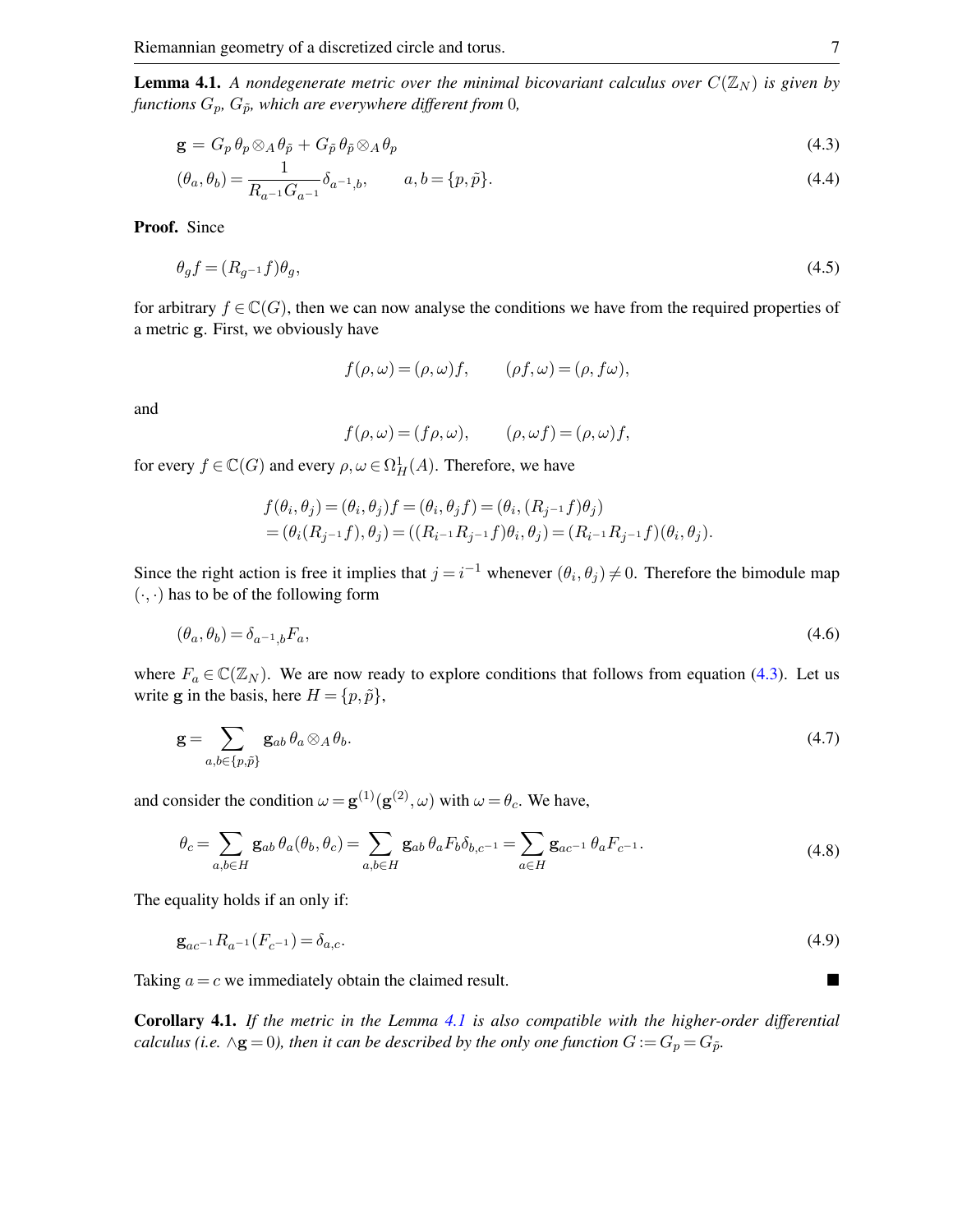**Lemma 4.1.** *A nondegenerate metric over the minimal bicovariant calculus over $C(\mathbb{Z}_N)$ is given by functions $G_p$, $G_{\tilde{p}}$, which are everywhere different from 0,*

$$
\mathbf{g} = G_p\, \theta_p \otimes_A \theta_{\tilde{p}} + G_{\tilde{p}}\, \theta_{\tilde{p}} \otimes_A \theta_p \tag{4.3}
$$

$$
(\theta_a, \theta_b) = \frac{1}{R_{a^{-1}} G_{a^{-1}}} \delta_{a^{-1},b}, \qquad a, b = \{p, \tilde{p}\}. \tag{4.4}
$$

**Proof.** Since

$$
\theta_g f = (R_{g^{-1}} f)\theta_g, \tag{4.5}
$$

for arbitrary $f \in \mathbb{C}(G)$, then we can now analyse the conditions we have from the required properties of a metric $\mathbf{g}$. First, we obviously have

$$
f(\rho, \omega) = (\rho, \omega) f, \qquad (\rho f, \omega) = (\rho, f\omega),
$$

and

$$
f(\rho, \omega) = (f\rho, \omega), \qquad (\rho, \omega f) = (\rho, \omega) f,
$$

for every $f \in \mathbb{C}(G)$ and every $\rho, \omega \in \Omega^1_H(A)$. Therefore, we have

$$
\begin{aligned}
f(\theta_i, \theta_j) &= (\theta_i, \theta_j) f = (\theta_i, \theta_j f) = (\theta_i, (R_{j^{-1}} f)\theta_j) \\
&= (\theta_i (R_{j^{-1}} f), \theta_j) = ((R_{i^{-1}} R_{j^{-1}} f)\theta_i, \theta_j) = (R_{i^{-1}} R_{j^{-1}} f)(\theta_i, \theta_j).
\end{aligned}
$$

Since the right action is free it implies that $j = i^{-1}$ whenever $(\theta_i, \theta_j) \neq 0$. Therefore the bimodule map $(\cdot, \cdot)$ has to be of the following form

$$
(\theta_a, \theta_b) = \delta_{a^{-1},b} F_a, \tag{4.6}
$$

where $F_a \in \mathbb{C}(\mathbb{Z}_N)$. We are now ready to explore conditions that follows from equation (4.3). Let us write $\mathbf{g}$ in the basis, here $H = \{p, \tilde{p}\}$,

$$
\mathbf{g} = \sum_{a,b \in \{p, \tilde{p}\}} \mathbf{g}_{ab}\, \theta_a \otimes_A \theta_b. \tag{4.7}
$$

and consider the condition $\omega = \mathbf{g}^{(1)}(\mathbf{g}^{(2)}, \omega)$ with $\omega = \theta_c$. We have,

$$
\theta_c = \sum_{a,b \in H} \mathbf{g}_{ab}\, \theta_a (\theta_b, \theta_c) = \sum_{a,b \in H} \mathbf{g}_{ab}\, \theta_a F_b \delta_{b,c^{-1}} = \sum_{a \in H} \mathbf{g}_{ac^{-1}}\, \theta_a F_{c^{-1}}. \tag{4.8}
$$

The equality holds if an only if:

$$
\mathbf{g}_{ac^{-1}} R_{a^{-1}}(F_{c^{-1}}) = \delta_{a,c}. \tag{4.9}
$$

Taking $a = c$ we immediately obtain the claimed result. ■

**Corollary 4.1.** *If the metric in the Lemma 4.1 is also compatible with the higher-order differential calculus (i.e. $\wedge\mathbf{g} = 0$), then it can be described by the only one function $G := G_p = G_{\tilde{p}}$.*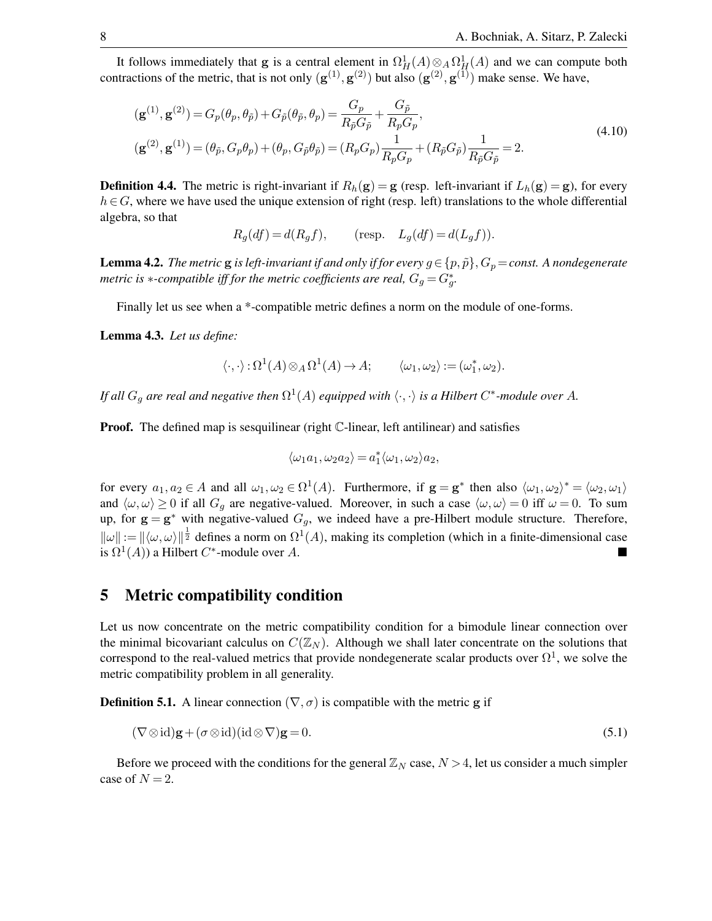It follows immediately that $\mathbf{g}$ is a central element in $\Omega^1_H(A)\otimes_A \Omega^1_H(A)$ and we can compute both contractions of the metric, that is not only $(\mathbf{g}^{(1)},\mathbf{g}^{(2)})$ but also $(\mathbf{g}^{(2)},\mathbf{g}^{(1)})$ make sense. We have,

$$
\begin{aligned}
&(\mathbf{g}^{(1)},\mathbf{g}^{(2)}) = G_p(\theta_p,\theta_{\tilde{p}}) + G_{\tilde{p}}(\theta_{\tilde{p}},\theta_p) = \frac{G_p}{R_{\tilde{p}}G_{\tilde{p}}} + \frac{G_{\tilde{p}}}{R_p G_p},\\
&(\mathbf{g}^{(2)},\mathbf{g}^{(1)}) = (\theta_{\tilde{p}}, G_p\theta_p) + (\theta_p, G_{\tilde{p}}\theta_{\tilde{p}}) = (R_pG_p)\frac{1}{R_pG_p} + (R_{\tilde{p}}G_{\tilde{p}})\frac{1}{R_{\tilde{p}}G_{\tilde{p}}} = 2.
\end{aligned}
\tag{4.10}
$$

**Definition 4.4.** The metric is right-invariant if $R_h(\mathbf{g}) = \mathbf{g}$ (resp. left-invariant if $L_h(\mathbf{g}) = \mathbf{g}$), for every $h \in G$, where we have used the unique extension of right (resp. left) translations to the whole differential algebra, so that

$$
R_g(df) = d(R_g f), \qquad (\text{resp.} \quad L_g(df) = d(L_g f)).
$$

**Lemma 4.2.** *The metric* $\mathbf{g}$ *is left-invariant if and only if for every* $g \in \{p,\tilde{p}\}$, $G_p = \mathit{const}$. *A nondegenerate metric is* $*$*-compatible iff for the metric coefficients are real,* $G_g = G_g^*$.

Finally let us see when a *-compatible metric defines a norm on the module of one-forms.

**Lemma 4.3.** *Let us define:*

$$
\langle\cdot,\cdot\rangle : \Omega^1(A)\otimes_A \Omega^1(A) \to A; \qquad \langle\omega_1,\omega_2\rangle := (\omega_1^*,\omega_2).
$$

*If all* $G_g$ *are real and negative then* $\Omega^1(A)$ *equipped with* $\langle\cdot,\cdot\rangle$ *is a Hilbert* $C^*$*-module over* $A$.

**Proof.** The defined map is sesquilinear (right $\mathbb{C}$-linear, left antilinear) and satisfies

$$
\langle\omega_1 a_1,\omega_2 a_2\rangle = a_1^*\langle\omega_1,\omega_2\rangle a_2,
$$

for every $a_1,a_2 \in A$ and all $\omega_1,\omega_2 \in \Omega^1(A)$. Furthermore, if $\mathbf{g} = \mathbf{g}^*$ then also $\langle\omega_1,\omega_2\rangle^* = \langle\omega_2,\omega_1\rangle$ and $\langle\omega,\omega\rangle \geq 0$ if all $G_g$ are negative-valued. Moreover, in such a case $\langle\omega,\omega\rangle = 0$ iff $\omega = 0$. To sum up, for $\mathbf{g} = \mathbf{g}^*$ with negative-valued $G_g$, we indeed have a pre-Hilbert module structure. Therefore, $\|\omega\| := \|\langle\omega,\omega\rangle\|^{\frac{1}{2}}$ defines a norm on $\Omega^1(A)$, making its completion (which in a finite-dimensional case is $\Omega^1(A)$) a Hilbert $C^*$-module over $A$. ∎

## 5 Metric compatibility condition

Let us now concentrate on the metric compatibility condition for a bimodule linear connection over the minimal bicovariant calculus on $C(\mathbb{Z}_N)$. Although we shall later concentrate on the solutions that correspond to the real-valued metrics that provide nondegenerate scalar products over $\Omega^1$, we solve the metric compatibility problem in all generality.

**Definition 5.1.** A linear connection $(\nabla,\sigma)$ is compatible with the metric $\mathbf{g}$ if

$$
(\nabla\otimes \mathrm{id})\mathbf{g} + (\sigma\otimes\mathrm{id})(\mathrm{id}\otimes\nabla)\mathbf{g} = 0. \tag{5.1}
$$

Before we proceed with the conditions for the general $\mathbb{Z}_N$ case, $N > 4$, let us consider a much simpler case of $N = 2$.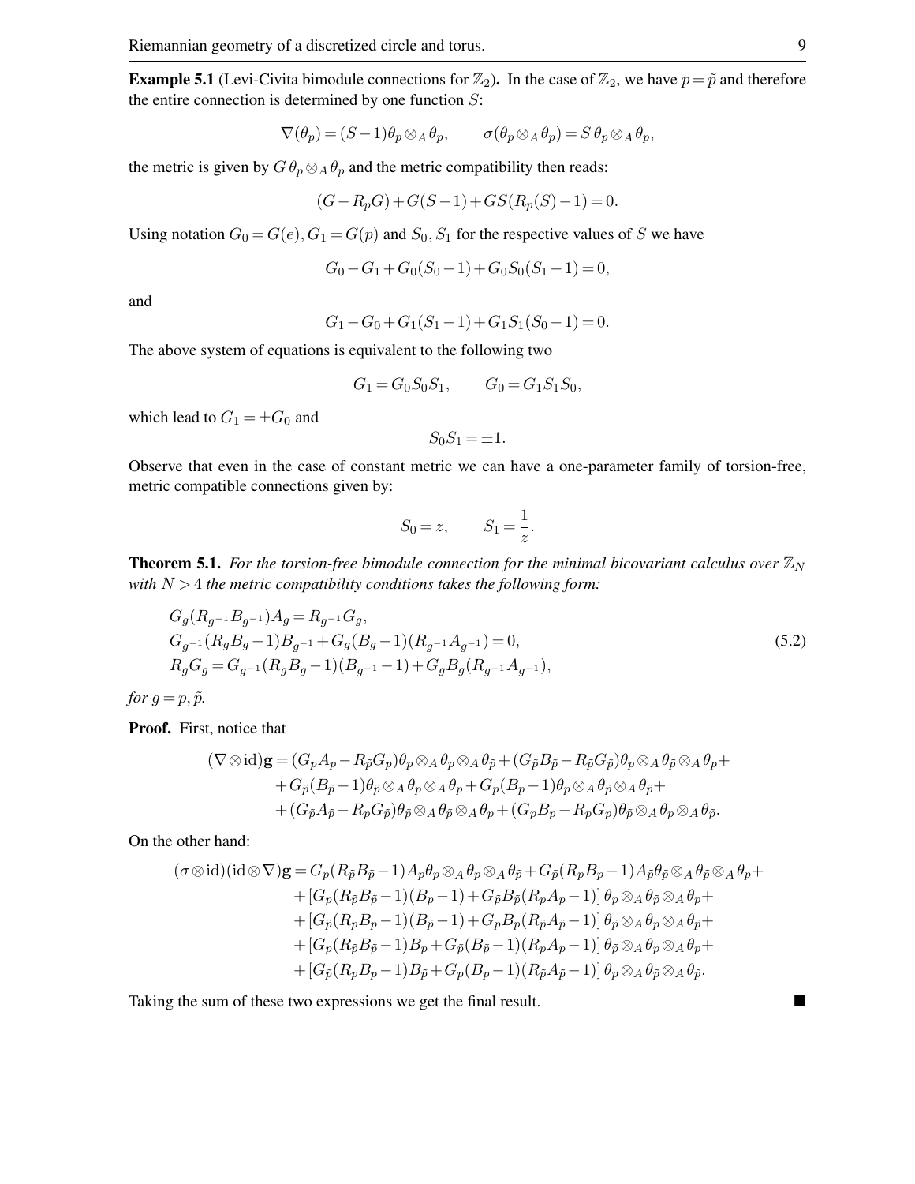**Example 5.1** (Levi-Civita bimodule connections for $\mathbb{Z}_2$)**.** In the case of $\mathbb{Z}_2$, we have $p=\tilde{p}$ and therefore the entire connection is determined by one function $S$:

$$\nabla(\theta_p) = (S-1)\theta_p \otimes_A \theta_p, \qquad \sigma(\theta_p \otimes_A \theta_p) = S\,\theta_p \otimes_A \theta_p,$$

the metric is given by $G\,\theta_p \otimes_A \theta_p$ and the metric compatibility then reads:

$$(G - R_p G) + G(S-1) + GS(R_p(S)-1) = 0.$$

Using notation $G_0 = G(e), G_1 = G(p)$ and $S_0, S_1$ for the respective values of $S$ we have

$$G_0 - G_1 + G_0(S_0 - 1) + G_0 S_0 (S_1 - 1) = 0,$$

and

$$G_1 - G_0 + G_1(S_1 - 1) + G_1 S_1 (S_0 - 1) = 0.$$

The above system of equations is equivalent to the following two

$$G_1 = G_0 S_0 S_1, \qquad G_0 = G_1 S_1 S_0,$$

which lead to $G_1 = \pm G_0$ and

$$S_0 S_1 = \pm 1.$$

Observe that even in the case of constant metric we can have a one-parameter family of torsion-free, metric compatible connections given by:

$$S_0 = z, \qquad S_1 = \frac{1}{z}.$$

**Theorem 5.1.** *For the torsion-free bimodule connection for the minimal bicovariant calculus over $\mathbb{Z}_N$ with $N>4$ the metric compatibility conditions takes the following form:*

$$\begin{aligned}
&G_g(R_{g^{-1}}B_{g^{-1}})A_g = R_{g^{-1}}G_g, \\
&G_{g^{-1}}(R_g B_g - 1)B_{g^{-1}} + G_g(B_g - 1)(R_{g^{-1}}A_{g^{-1}}) = 0, \\
&R_g G_g = G_{g^{-1}}(R_g B_g - 1)(B_{g^{-1}} - 1) + G_g B_g (R_{g^{-1}}A_{g^{-1}}),
\end{aligned} \tag{5.2}$$

*for $g = p, \tilde{p}$.*

**Proof.** First, notice that

$$\begin{aligned}
(\nabla \otimes \mathrm{id})\mathbf{g} = {} & (G_p A_p - R_{\tilde{p}} G_p)\theta_p \otimes_A \theta_p \otimes_A \theta_{\tilde{p}} + (G_{\tilde{p}} B_{\tilde{p}} - R_{\tilde{p}} G_{\tilde{p}})\theta_p \otimes_A \theta_{\tilde{p}} \otimes_A \theta_p + \\
& + G_{\tilde{p}}(B_{\tilde{p}} - 1)\theta_{\tilde{p}} \otimes_A \theta_p \otimes_A \theta_p + G_p(B_p - 1)\theta_p \otimes_A \theta_{\tilde{p}} \otimes_A \theta_{\tilde{p}} + \\
& + (G_{\tilde{p}} A_{\tilde{p}} - R_p G_{\tilde{p}})\theta_{\tilde{p}} \otimes_A \theta_{\tilde{p}} \otimes_A \theta_p + (G_p B_p - R_p G_p)\theta_{\tilde{p}} \otimes_A \theta_p \otimes_A \theta_{\tilde{p}}.
\end{aligned}$$

On the other hand:

$$\begin{aligned}
(\sigma \otimes \mathrm{id})(\mathrm{id} \otimes \nabla)\mathbf{g} = {} & G_p(R_{\tilde{p}} B_{\tilde{p}} - 1)A_p \theta_p \otimes_A \theta_p \otimes_A \theta_{\tilde{p}} + G_{\tilde{p}}(R_p B_p - 1)A_{\tilde{p}} \theta_{\tilde{p}} \otimes_A \theta_{\tilde{p}} \otimes_A \theta_p + \\
& + \left[G_p(R_{\tilde{p}} B_{\tilde{p}} - 1)(B_p - 1) + G_{\tilde{p}} B_{\tilde{p}}(R_p A_p - 1)\right] \theta_p \otimes_A \theta_{\tilde{p}} \otimes_A \theta_p + \\
& + \left[G_{\tilde{p}}(R_p B_p - 1)(B_{\tilde{p}} - 1) + G_p B_p(R_{\tilde{p}} A_{\tilde{p}} - 1)\right] \theta_{\tilde{p}} \otimes_A \theta_p \otimes_A \theta_{\tilde{p}} + \\
& + \left[G_p(R_{\tilde{p}} B_{\tilde{p}} - 1)B_p + G_{\tilde{p}}(B_{\tilde{p}} - 1)(R_p A_p - 1)\right] \theta_{\tilde{p}} \otimes_A \theta_p \otimes_A \theta_p + \\
& + \left[G_{\tilde{p}}(R_p B_p - 1)B_{\tilde{p}} + G_p(B_p - 1)(R_{\tilde{p}} A_{\tilde{p}} - 1)\right] \theta_p \otimes_A \theta_{\tilde{p}} \otimes_A \theta_{\tilde{p}}.
\end{aligned}$$

Taking the sum of these two expressions we get the final result. ∎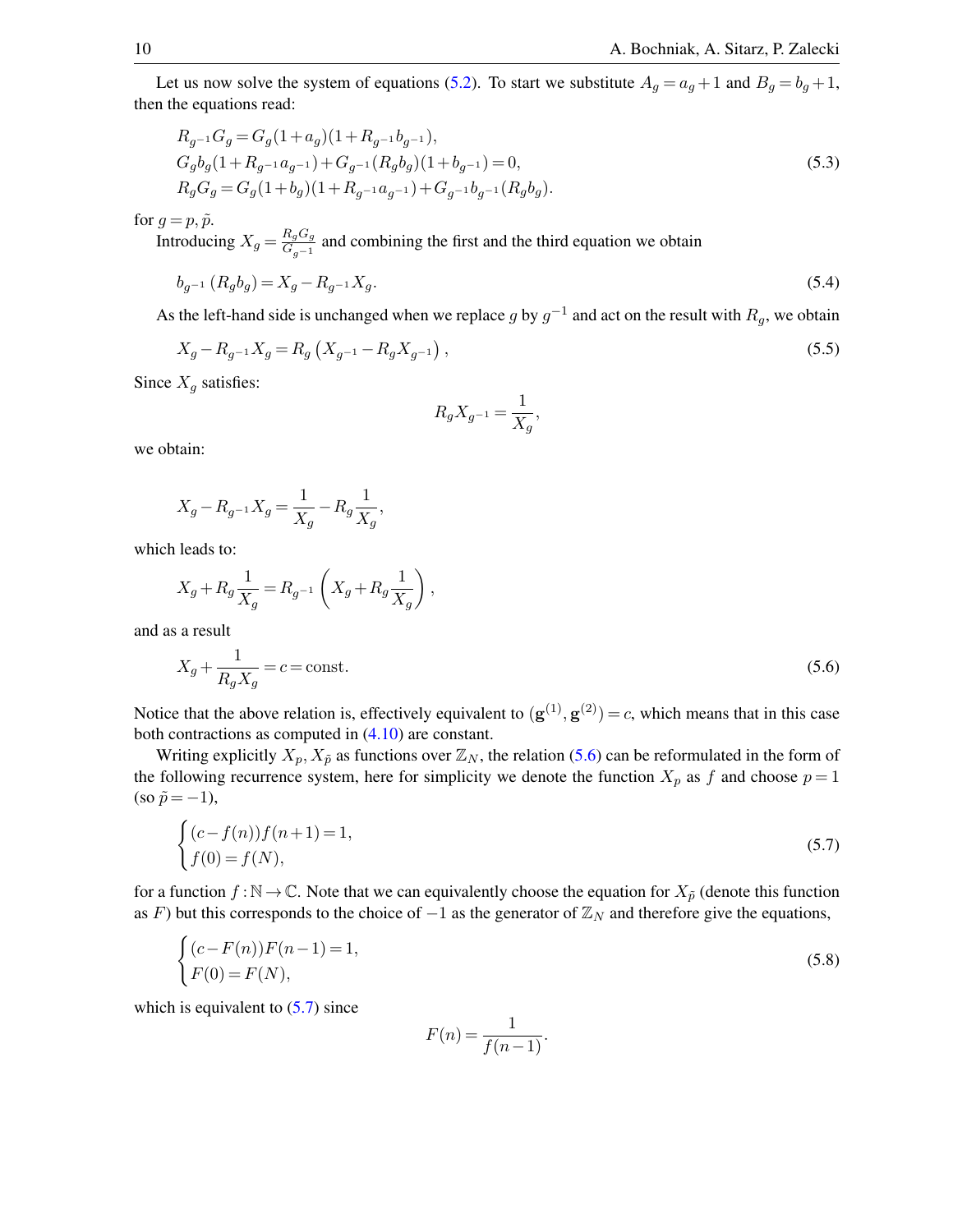Let us now solve the system of equations (5.2). To start we substitute $A_g = a_g + 1$ and $B_g = b_g + 1$, then the equations read:

$$
\begin{aligned}
&R_{g^{-1}} G_g = G_g (1 + a_g)(1 + R_{g^{-1}} b_{g^{-1}}), \\
&G_g b_g (1 + R_{g^{-1}} a_{g^{-1}}) + G_{g^{-1}} (R_g b_g)(1 + b_{g^{-1}}) = 0, \\
&R_g G_g = G_g (1 + b_g)(1 + R_{g^{-1}} a_{g^{-1}}) + G_{g^{-1}} b_{g^{-1}} (R_g b_g).
\end{aligned}
\tag{5.3}
$$

for $g = p, \tilde{p}$.

Introducing $X_g = \frac{R_g G_g}{G_{g^{-1}}}$ and combining the first and the third equation we obtain

$$
b_{g^{-1}} \left( R_g b_g \right) = X_g - R_{g^{-1}} X_g. \tag{5.4}
$$

As the left-hand side is unchanged when we replace $g$ by $g^{-1}$ and act on the result with $R_g$, we obtain

$$
X_g - R_{g^{-1}} X_g = R_g \left( X_{g^{-1}} - R_g X_{g^{-1}} \right), \tag{5.5}
$$

Since $X_g$ satisfies:

$$
R_g X_{g^{-1}} = \frac{1}{X_g},
$$

we obtain:

$$
X_g - R_{g^{-1}} X_g = \frac{1}{X_g} - R_g \frac{1}{X_g},
$$

which leads to:

$$
X_g + R_g \frac{1}{X_g} = R_{g^{-1}} \left( X_g + R_g \frac{1}{X_g} \right),
$$

and as a result

$$
X_g + \frac{1}{R_g X_g} = c = \text{const}. \tag{5.6}
$$

Notice that the above relation is, effectively equivalent to $(\mathbf{g}^{(1)}, \mathbf{g}^{(2)}) = c$, which means that in this case both contractions as computed in (4.10) are constant.

Writing explicitly $X_p, X_{\tilde{p}}$ as functions over $\mathbb{Z}_N$, the relation (5.6) can be reformulated in the form of the following recurrence system, here for simplicity we denote the function $X_p$ as $f$ and choose $p = 1$ (so $\tilde{p} = -1$),

$$
\begin{cases}
(c - f(n)) f(n+1) = 1, \\
f(0) = f(N),
\end{cases}
\tag{5.7}
$$

for a function $f : \mathbb{N} \to \mathbb{C}$. Note that we can equivalently choose the equation for $X_{\tilde{p}}$ (denote this function as $F$) but this corresponds to the choice of $-1$ as the generator of $\mathbb{Z}_N$ and therefore give the equations,

$$
\begin{cases}
(c - F(n)) F(n-1) = 1, \\
F(0) = F(N),
\end{cases}
\tag{5.8}
$$

which is equivalent to (5.7) since

$$
F(n) = \frac{1}{f(n-1)}.
$$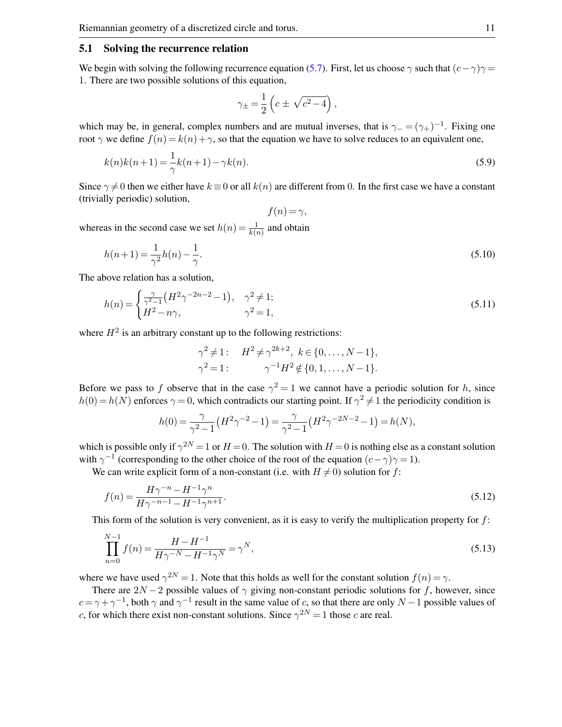### 5.1 Solving the recurrence relation

We begin with solving the following recurrence equation (5.7). First, let us choose $\gamma$ such that $(c-\gamma)\gamma = 1$. There are two possible solutions of this equation,

$$\gamma_{\pm} = \frac{1}{2}\left(c \pm \sqrt{c^2-4}\right),$$

which may be, in general, complex numbers and are mutual inverses, that is $\gamma_- = (\gamma_+)^{-1}$. Fixing one root $\gamma$ we define $f(n) = k(n) + \gamma$, so that the equation we have to solve reduces to an equivalent one,

$$k(n)k(n+1) = \frac{1}{\gamma}k(n+1) - \gamma k(n). \tag{5.9}$$

Since $\gamma \neq 0$ then we either have $k \equiv 0$ or all $k(n)$ are different from 0. In the first case we have a constant (trivially periodic) solution,

$$f(n) = \gamma,$$

whereas in the second case we set $h(n) = \frac{1}{k(n)}$ and obtain

$$h(n+1) = \frac{1}{\gamma^2}h(n) - \frac{1}{\gamma}. \tag{5.10}$$

The above relation has a solution,

$$h(n) = \begin{cases} \frac{\gamma}{\gamma^2-1}\left(H^2\gamma^{-2n-2} - 1\right), & \gamma^2 \neq 1; \\ H^2 - n\gamma, & \gamma^2 = 1, \end{cases} \tag{5.11}$$

where $H^2$ is an arbitrary constant up to the following restrictions:

$$\begin{aligned} \gamma^2 \neq 1: &\quad H^2 \neq \gamma^{2k+2},\ k \in \{0, \ldots, N-1\}, \\ \gamma^2 = 1: &\quad \gamma^{-1}H^2 \notin \{0, 1, \ldots, N-1\}. \end{aligned}$$

Before we pass to $f$ observe that in the case $\gamma^2 = 1$ we cannot have a periodic solution for $h$, since $h(0) = h(N)$ enforces $\gamma = 0$, which contradicts our starting point. If $\gamma^2 \neq 1$ the periodicity condition is

$$h(0) = \frac{\gamma}{\gamma^2-1}\left(H^2\gamma^{-2} - 1\right) = \frac{\gamma}{\gamma^2-1}\left(H^2\gamma^{-2N-2} - 1\right) = h(N),$$

which is possible only if $\gamma^{2N} = 1$ or $H = 0$. The solution with $H = 0$ is nothing else as a constant solution with $\gamma^{-1}$ (corresponding to the other choice of the root of the equation $(c-\gamma)\gamma = 1$).

We can write explicit form of a non-constant (i.e. with $H \neq 0$) solution for $f$:

$$f(n) = \frac{H\gamma^{-n} - H^{-1}\gamma^n}{H\gamma^{-n-1} - H^{-1}\gamma^{n+1}}. \tag{5.12}$$

This form of the solution is very convenient, as it is easy to verify the multiplication property for $f$:

$$\prod_{n=0}^{N-1} f(n) = \frac{H - H^{-1}}{H\gamma^{-N} - H^{-1}\gamma^N} = \gamma^N, \tag{5.13}$$

where we have used $\gamma^{2N} = 1$. Note that this holds as well for the constant solution $f(n) = \gamma$.

There are $2N-2$ possible values of $\gamma$ giving non-constant periodic solutions for $f$, however, since $c = \gamma + \gamma^{-1}$, both $\gamma$ and $\gamma^{-1}$ result in the same value of $c$, so that there are only $N-1$ possible values of $c$, for which there exist non-constant solutions. Since $\gamma^{2N} = 1$ those $c$ are real.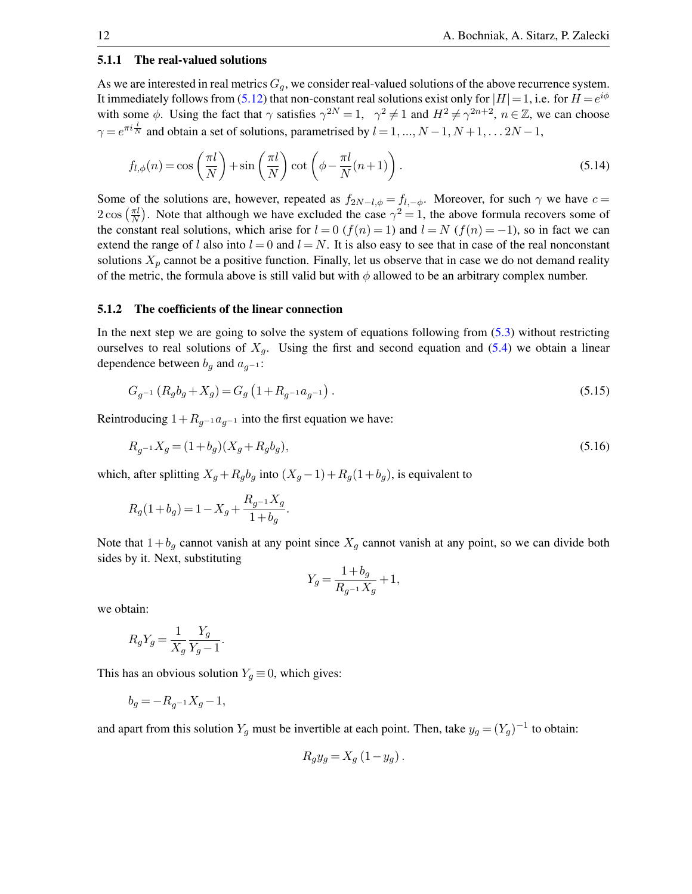### 5.1.1 The real-valued solutions

As we are interested in real metrics $G_g$, we consider real-valued solutions of the above recurrence system. It immediately follows from (5.12) that non-constant real solutions exist only for $|H|=1$, i.e. for $H=e^{i\phi}$ with some $\phi$. Using the fact that $\gamma$ satisfies $\gamma^{2N}=1$, $\gamma^2\neq 1$ and $H^2\neq\gamma^{2n+2}$, $n\in\mathbb{Z}$, we can choose $\gamma=e^{\pi i\frac{l}{N}}$ and obtain a set of solutions, parametrised by $l=1,...,N-1,N+1,\ldots 2N-1$,

$$
f_{l,\phi}(n)=\cos\left(\frac{\pi l}{N}\right)+\sin\left(\frac{\pi l}{N}\right)\cot\left(\phi-\frac{\pi l}{N}(n+1)\right). \tag{5.14}
$$

Some of the solutions are, however, repeated as $f_{2N-l,\phi}=f_{l,-\phi}$. Moreover, for such $\gamma$ we have $c=2\cos\left(\frac{\pi l}{N}\right)$. Note that although we have excluded the case $\gamma^2=1$, the above formula recovers some of the constant real solutions, which arise for $l=0$ ($f(n)=1$) and $l=N$ ($f(n)=-1$), so in fact we can extend the range of $l$ also into $l=0$ and $l=N$. It is also easy to see that in case of the real nonconstant solutions $X_p$ cannot be a positive function. Finally, let us observe that in case we do not demand reality of the metric, the formula above is still valid but with $\phi$ allowed to be an arbitrary complex number.

### 5.1.2 The coefficients of the linear connection

In the next step we are going to solve the system of equations following from (5.3) without restricting ourselves to real solutions of $X_g$. Using the first and second equation and (5.4) we obtain a linear dependence between $b_g$ and $a_{g^{-1}}$:

$$
G_{g^{-1}}\left(R_g b_g+X_g\right)=G_g\left(1+R_{g^{-1}}a_{g^{-1}}\right). \tag{5.15}
$$

Reintroducing $1+R_{g^{-1}}a_{g^{-1}}$ into the first equation we have:

$$
R_{g^{-1}}X_g=(1+b_g)(X_g+R_g b_g), \tag{5.16}
$$

which, after splitting $X_g+R_g b_g$ into $(X_g-1)+R_g(1+b_g)$, is equivalent to

$$
R_g(1+b_g)=1-X_g+\frac{R_{g^{-1}}X_g}{1+b_g}.
$$

Note that $1+b_g$ cannot vanish at any point since $X_g$ cannot vanish at any point, so we can divide both sides by it. Next, substituting

$$
Y_g=\frac{1+b_g}{R_{g^{-1}}X_g}+1,
$$

we obtain:

$$
R_g Y_g=\frac{1}{X_g}\frac{Y_g}{Y_g-1}.
$$

This has an obvious solution $Y_g\equiv 0$, which gives:

$$
b_g=-R_{g^{-1}}X_g-1,
$$

and apart from this solution $Y_g$ must be invertible at each point. Then, take $y_g=(Y_g)^{-1}$ to obtain:

$$
R_g y_g=X_g\left(1-y_g\right).
$$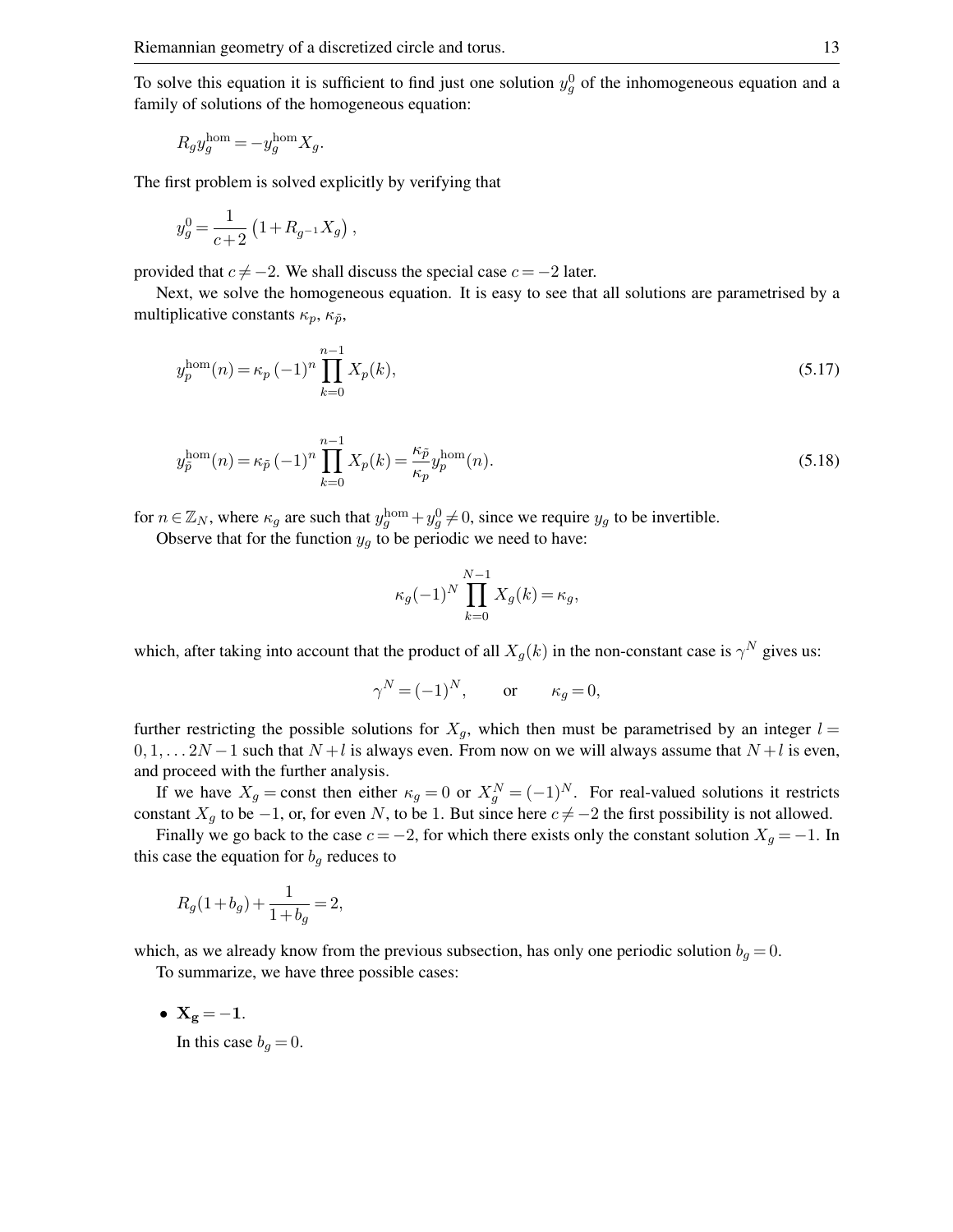To solve this equation it is sufficient to find just one solution $y_g^0$ of the inhomogeneous equation and a family of solutions of the homogeneous equation:

$$R_g y_g^{\mathrm{hom}} = -y_g^{\mathrm{hom}} X_g.$$

The first problem is solved explicitly by verifying that

$$y_g^0 = \frac{1}{c+2}\left(1 + R_{g^{-1}} X_g\right),$$

provided that $c \neq -2$. We shall discuss the special case $c = -2$ later.

Next, we solve the homogeneous equation. It is easy to see that all solutions are parametrised by a multiplicative constants $\kappa_p$, $\kappa_{\tilde{p}}$,

$$y_p^{\mathrm{hom}}(n) = \kappa_p \, (-1)^n \prod_{k=0}^{n-1} X_p(k), \tag{5.17}$$

$$y_{\tilde{p}}^{\mathrm{hom}}(n) = \kappa_{\tilde{p}} \, (-1)^n \prod_{k=0}^{n-1} X_p(k) = \frac{\kappa_{\tilde{p}}}{\kappa_p} y_p^{\mathrm{hom}}(n). \tag{5.18}$$

for $n \in \mathbb{Z}_N$, where $\kappa_g$ are such that $y_g^{\mathrm{hom}} + y_g^0 \neq 0$, since we require $y_g$ to be invertible.

Observe that for the function $y_g$ to be periodic we need to have:

$$\kappa_g (-1)^N \prod_{k=0}^{N-1} X_g(k) = \kappa_g,$$

which, after taking into account that the product of all $X_g(k)$ in the non-constant case is $\gamma^N$ gives us:

$$\gamma^N = (-1)^N, \qquad \text{or} \qquad \kappa_g = 0,$$

further restricting the possible solutions for $X_g$, which then must be parametrised by an integer $l = 0, 1, \ldots 2N-1$ such that $N + l$ is always even. From now on we will always assume that $N + l$ is even, and proceed with the further analysis.

If we have $X_g = \mathrm{const}$ then either $\kappa_g = 0$ or $X_g^N = (-1)^N$. For real-valued solutions it restricts constant $X_g$ to be $-1$, or, for even $N$, to be $1$. But since here $c \neq -2$ the first possibility is not allowed.

Finally we go back to the case $c = -2$, for which there exists only the constant solution $X_g = -1$. In this case the equation for $b_g$ reduces to

$$R_g(1 + b_g) + \frac{1}{1 + b_g} = 2,$$

which, as we already know from the previous subsection, has only one periodic solution $b_g = 0$.

To summarize, we have three possible cases:

- $\mathbf{X_g = -1}$.

  In this case $b_g = 0$.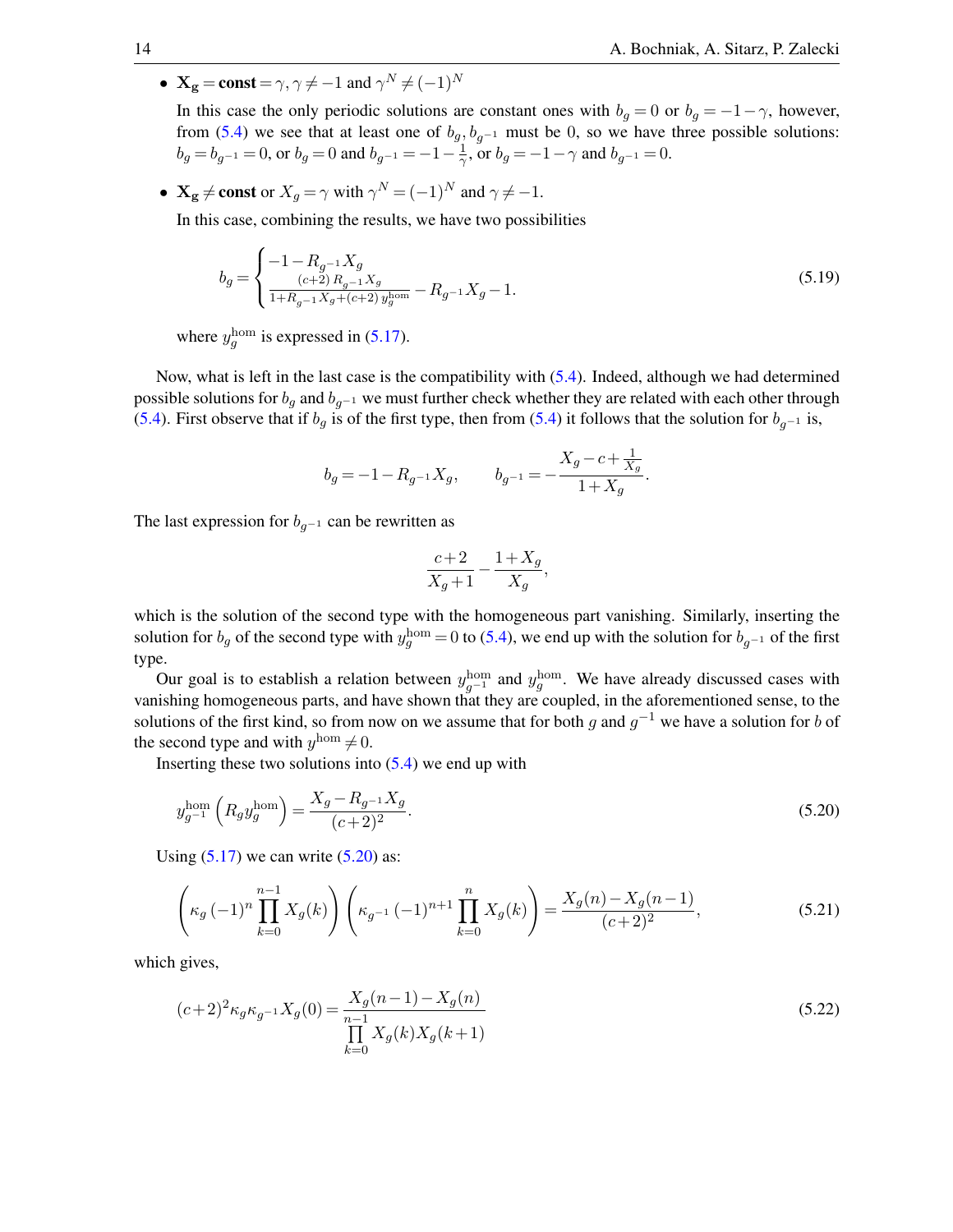- $\mathbf{X_g = const} = \gamma$, $\gamma \neq -1$ and $\gamma^N \neq (-1)^N$

  In this case the only periodic solutions are constant ones with $b_g = 0$ or $b_g = -1-\gamma$, however, from (5.4) we see that at least one of $b_g, b_{g^{-1}}$ must be 0, so we have three possible solutions: $b_g = b_{g^{-1}} = 0$, or $b_g = 0$ and $b_{g^{-1}} = -1-\frac{1}{\gamma}$, or $b_g = -1-\gamma$ and $b_{g^{-1}} = 0$.

- $\mathbf{X_g \neq const}$ or $X_g = \gamma$ with $\gamma^N = (-1)^N$ and $\gamma \neq -1$.

  In this case, combining the results, we have two possibilities

$$b_g = \begin{cases} -1 - R_{g^{-1}} X_g \\ \frac{(c+2)\, R_{g^{-1}} X_g}{1 + R_{g^{-1}} X_g + (c+2)\, y_g^{\text{hom}}} - R_{g^{-1}} X_g - 1. \end{cases} \tag{5.19}$$

  where $y_g^{\text{hom}}$ is expressed in (5.17).

Now, what is left in the last case is the compatibility with (5.4). Indeed, although we had determined possible solutions for $b_g$ and $b_{g^{-1}}$ we must further check whether they are related with each other through (5.4). First observe that if $b_g$ is of the first type, then from (5.4) it follows that the solution for $b_{g^{-1}}$ is,

$$b_g = -1 - R_{g^{-1}} X_g, \qquad b_{g^{-1}} = -\frac{X_g - c + \frac{1}{X_g}}{1 + X_g}.$$

The last expression for $b_{g^{-1}}$ can be rewritten as

$$\frac{c+2}{X_g+1} - \frac{1+X_g}{X_g},$$

which is the solution of the second type with the homogeneous part vanishing. Similarly, inserting the solution for $b_g$ of the second type with $y_g^{\text{hom}} = 0$ to (5.4), we end up with the solution for $b_{g^{-1}}$ of the first type.

Our goal is to establish a relation between $y_{g^{-1}}^{\text{hom}}$ and $y_g^{\text{hom}}$. We have already discussed cases with vanishing homogeneous parts, and have shown that they are coupled, in the aforementioned sense, to the solutions of the first kind, so from now on we assume that for both $g$ and $g^{-1}$ we have a solution for $b$ of the second type and with $y^{\text{hom}} \neq 0$.

Inserting these two solutions into (5.4) we end up with

$$y_{g^{-1}}^{\text{hom}} \left( R_g y_g^{\text{hom}} \right) = \frac{X_g - R_{g^{-1}} X_g}{(c+2)^2}. \tag{5.20}$$

Using (5.17) we can write (5.20) as:

$$\left( \kappa_g \, (-1)^n \prod_{k=0}^{n-1} X_g(k) \right) \left( \kappa_{g^{-1}} \, (-1)^{n+1} \prod_{k=0}^{n} X_g(k) \right) = \frac{X_g(n) - X_g(n-1)}{(c+2)^2}, \tag{5.21}$$

which gives,

$$(c+2)^2 \kappa_g \kappa_{g^{-1}} X_g(0) = \frac{X_g(n-1) - X_g(n)}{\prod\limits_{k=0}^{n-1} X_g(k) X_g(k+1)} \tag{5.22}$$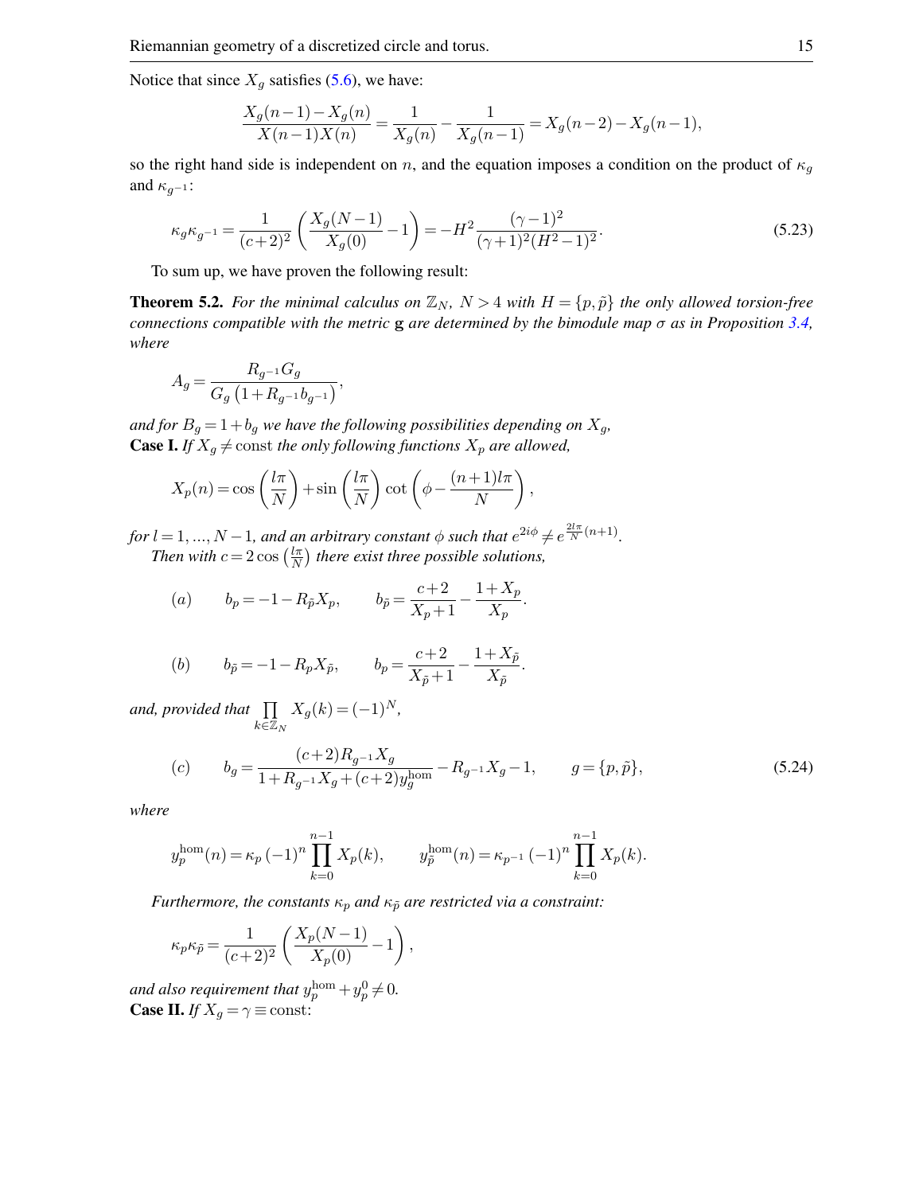Notice that since $X_g$ satisfies (5.6), we have:

$$\frac{X_g(n-1)-X_g(n)}{X(n-1)X(n)} = \frac{1}{X_g(n)} - \frac{1}{X_g(n-1)} = X_g(n-2) - X_g(n-1),$$

so the right hand side is independent on $n$, and the equation imposes a condition on the product of $\kappa_g$ and $\kappa_{g^{-1}}$:

$$\kappa_g \kappa_{g^{-1}} = \frac{1}{(c+2)^2}\left(\frac{X_g(N-1)}{X_g(0)} - 1\right) = -H^2 \frac{(\gamma-1)^2}{(\gamma+1)^2(H^2-1)^2}. \tag{5.23}$$

To sum up, we have proven the following result:

**Theorem 5.2.** *For the minimal calculus on $\mathbb{Z}_N$, $N > 4$ with $H = \{p, \tilde{p}\}$ the only allowed torsion-free connections compatible with the metric* g *are determined by the bimodule map $\sigma$ as in Proposition 3.4, where*

$$A_g = \frac{R_{g^{-1}} G_g}{G_g \left(1 + R_{g^{-1}} b_{g^{-1}}\right)},$$

*and for $B_g = 1 + b_g$ we have the following possibilities depending on $X_g$,*
**Case I.** *If $X_g \neq \text{const}$ the only following functions $X_p$ are allowed,*

$$X_p(n) = \cos\left(\frac{l\pi}{N}\right) + \sin\left(\frac{l\pi}{N}\right) \cot\left(\phi - \frac{(n+1)l\pi}{N}\right),$$

*for $l = 1, \ldots, N-1$, and an arbitrary constant $\phi$ such that $e^{2i\phi} \neq e^{\frac{2l\pi}{N}(n+1)}$.*
*Then with $c = 2\cos\left(\frac{l\pi}{N}\right)$ there exist three possible solutions,*

$$(a) \qquad b_p = -1 - R_{\tilde{p}} X_p, \qquad b_{\tilde{p}} = \frac{c+2}{X_p + 1} - \frac{1+X_p}{X_p}.$$

$$(b) \qquad b_{\tilde{p}} = -1 - R_p X_{\tilde{p}}, \qquad b_p = \frac{c+2}{X_{\tilde{p}} + 1} - \frac{1+X_{\tilde{p}}}{X_{\tilde{p}}}.$$

*and, provided that $\prod_{k \in \mathbb{Z}_N} X_g(k) = (-1)^N$,*

$$(c) \qquad b_g = \frac{(c+2) R_{g^{-1}} X_g}{1 + R_{g^{-1}} X_g + (c+2) y_g^{\text{hom}}} - R_{g^{-1}} X_g - 1, \qquad g = \{p, \tilde{p}\}, \tag{5.24}$$

*where*

$$y_p^{\text{hom}}(n) = \kappa_p (-1)^n \prod_{k=0}^{n-1} X_p(k), \qquad y_{\tilde{p}}^{\text{hom}}(n) = \kappa_{p^{-1}} (-1)^n \prod_{k=0}^{n-1} X_p(k).$$

*Furthermore, the constants $\kappa_p$ and $\kappa_{\tilde{p}}$ are restricted via a constraint:*

$$\kappa_p \kappa_{\tilde{p}} = \frac{1}{(c+2)^2}\left(\frac{X_p(N-1)}{X_p(0)} - 1\right),$$

*and also requirement that $y_p^{\text{hom}} + y_p^0 \neq 0$.*
**Case II.** *If $X_g = \gamma \equiv \text{const}$:*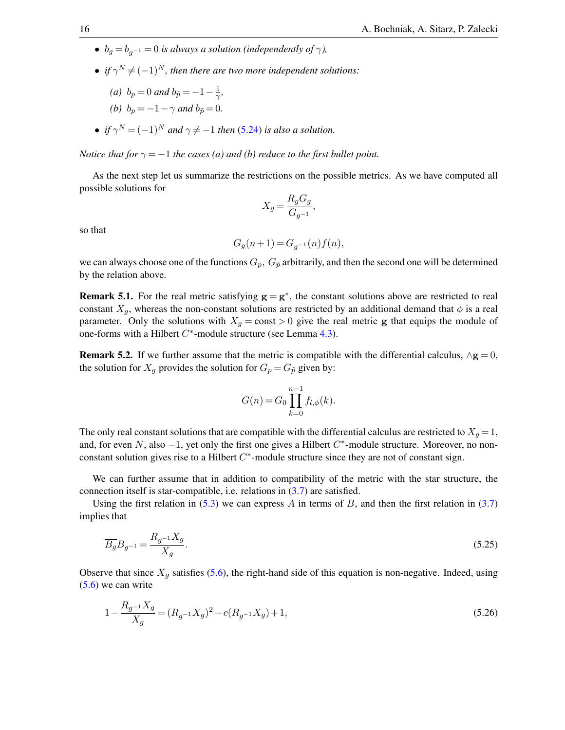- *$b_g = b_{g^{-1}} = 0$ is always a solution (independently of $\gamma$),*
- *if $\gamma^N \neq (-1)^N$, then there are two more independent solutions:*
  - *(a) $b_p = 0$ and $b_{\tilde{p}} = -1 - \frac{1}{\gamma}$,*
  - *(b) $b_p = -1-\gamma$ and $b_{\tilde{p}} = 0$.*
- *if $\gamma^N = (-1)^N$ and $\gamma \neq -1$ then (5.24) is also a solution.*

*Notice that for $\gamma = -1$ the cases (a) and (b) reduce to the first bullet point.*

As the next step let us summarize the restrictions on the possible metrics. As we have computed all possible solutions for

$$X_g = \frac{R_g G_g}{G_{g^{-1}}},$$

so that

$$G_g(n+1) = G_{g^{-1}}(n) f(n),$$

we can always choose one of the functions $G_p$, $G_{\tilde{p}}$ arbitrarily, and then the second one will be determined by the relation above.

**Remark 5.1.** For the real metric satisfying $\mathbf{g} = \mathbf{g}^*$, the constant solutions above are restricted to real constant $X_g$, whereas the non-constant solutions are restricted by an additional demand that $\phi$ is a real parameter. Only the solutions with $X_g = \text{const} > 0$ give the real metric $\mathbf{g}$ that equips the module of one-forms with a Hilbert $C^*$-module structure (see Lemma 4.3).

**Remark 5.2.** If we further assume that the metric is compatible with the differential calculus, $\wedge\mathbf{g} = 0$, the solution for $X_g$ provides the solution for $G_p = G_{\tilde{p}}$ given by:

$$G(n) = G_0 \prod_{k=0}^{n-1} f_{l,\phi}(k).$$

The only real constant solutions that are compatible with the differential calculus are restricted to $X_g = 1$, and, for even $N$, also $-1$, yet only the first one gives a Hilbert $C^*$-module structure. Moreover, no non-constant solution gives rise to a Hilbert $C^*$-module structure since they are not of constant sign.

We can further assume that in addition to compatibility of the metric with the star structure, the connection itself is star-compatible, i.e. relations in (3.7) are satisfied.

Using the first relation in (5.3) we can express $A$ in terms of $B$, and then the first relation in (3.7) implies that

$$\overline{B_g} B_{g^{-1}} = \frac{R_{g^{-1}} X_g}{X_g}. \tag{5.25}$$

Observe that since $X_g$ satisfies (5.6), the right-hand side of this equation is non-negative. Indeed, using (5.6) we can write

$$1 - \frac{R_{g^{-1}} X_g}{X_g} = (R_{g^{-1}} X_g)^2 - c(R_{g^{-1}} X_g) + 1, \tag{5.26}$$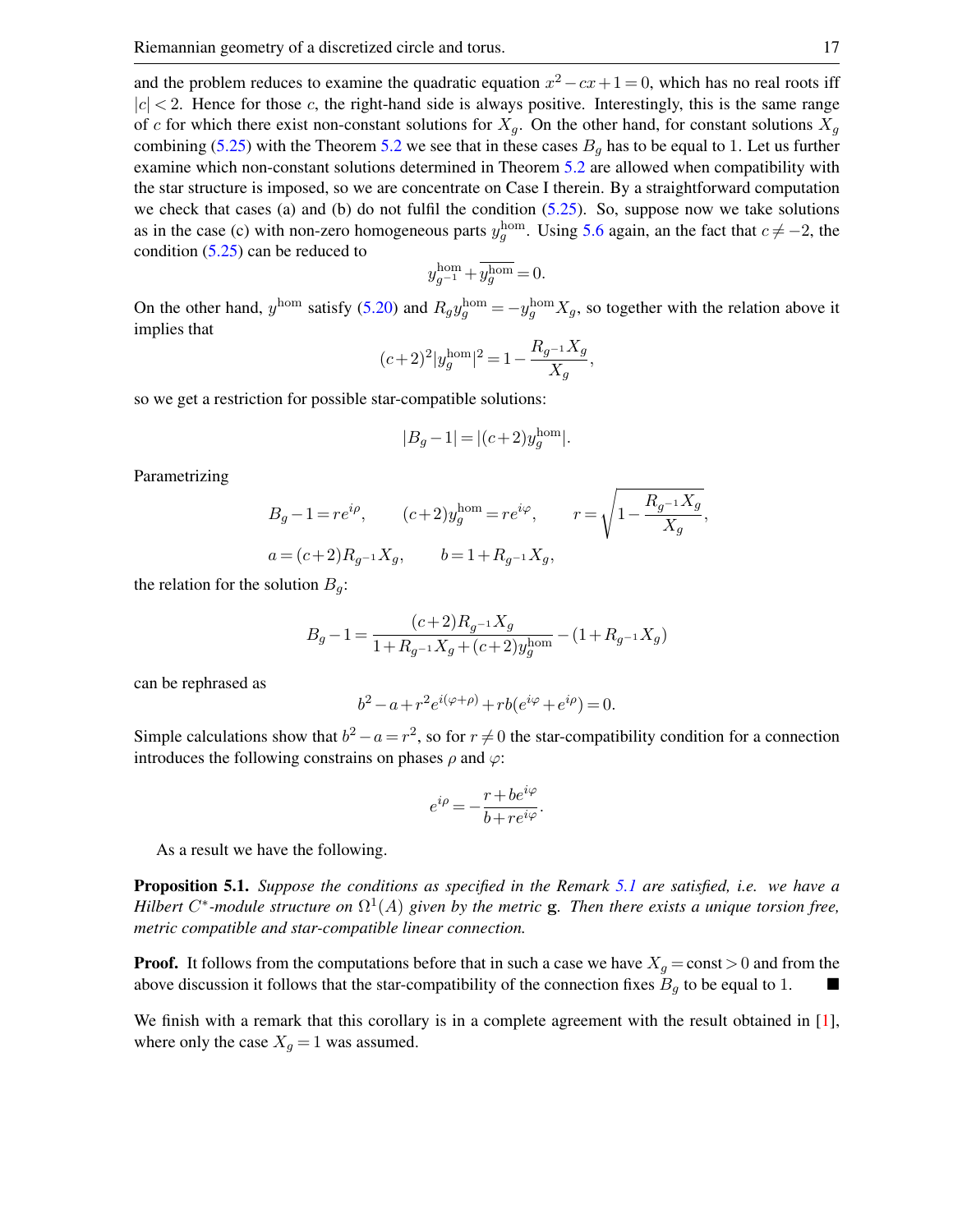and the problem reduces to examine the quadratic equation $x^2 - cx + 1 = 0$, which has no real roots iff $|c| < 2$. Hence for those $c$, the right-hand side is always positive. Interestingly, this is the same range of $c$ for which there exist non-constant solutions for $X_g$. On the other hand, for constant solutions $X_g$ combining (5.25) with the Theorem 5.2 we see that in these cases $B_g$ has to be equal to 1. Let us further examine which non-constant solutions determined in Theorem 5.2 are allowed when compatibility with the star structure is imposed, so we are concentrate on Case I therein. By a straightforward computation we check that cases (a) and (b) do not fulfil the condition (5.25). So, suppose now we take solutions as in the case (c) with non-zero homogeneous parts $y_g^{\text{hom}}$. Using 5.6 again, an the fact that $c \neq -2$, the condition (5.25) can be reduced to

$$y_{g^{-1}}^{\text{hom}} + \overline{y_g^{\text{hom}}} = 0.$$

On the other hand, $y^{\text{hom}}$ satisfy (5.20) and $R_g y_g^{\text{hom}} = -y_g^{\text{hom}} X_g$, so together with the relation above it implies that

$$(c+2)^2 |y_g^{\text{hom}}|^2 = 1 - \frac{R_{g^{-1}} X_g}{X_g},$$

so we get a restriction for possible star-compatible solutions:

$$|B_g - 1| = |(c+2) y_g^{\text{hom}}|.$$

Parametrizing

$$B_g - 1 = re^{i\rho}, \qquad (c+2) y_g^{\text{hom}} = re^{i\varphi}, \qquad r = \sqrt{1 - \frac{R_{g^{-1}} X_g}{X_g}},$$

$$a = (c+2) R_{g^{-1}} X_g, \qquad b = 1 + R_{g^{-1}} X_g,$$

the relation for the solution $B_g$:

$$B_g - 1 = \frac{(c+2) R_{g^{-1}} X_g}{1 + R_{g^{-1}} X_g + (c+2) y_g^{\text{hom}}} - (1 + R_{g^{-1}} X_g)$$

can be rephrased as

$$b^2 - a + r^2 e^{i(\varphi+\rho)} + rb(e^{i\varphi} + e^{i\rho}) = 0.$$

Simple calculations show that $b^2 - a = r^2$, so for $r \neq 0$ the star-compatibility condition for a connection introduces the following constrains on phases $\rho$ and $\varphi$:

$$e^{i\rho} = -\frac{r + be^{i\varphi}}{b + re^{i\varphi}}.$$

As a result we have the following.

**Proposition 5.1.** *Suppose the conditions as specified in the Remark 5.1 are satisfied, i.e. we have a Hilbert $C^*$-module structure on $\Omega^1(A)$ given by the metric* g*. Then there exists a unique torsion free, metric compatible and star-compatible linear connection.*

**Proof.** It follows from the computations before that in such a case we have $X_g = \text{const} > 0$ and from the above discussion it follows that the star-compatibility of the connection fixes $B_g$ to be equal to 1. ∎

We finish with a remark that this corollary is in a complete agreement with the result obtained in [1], where only the case $X_g = 1$ was assumed.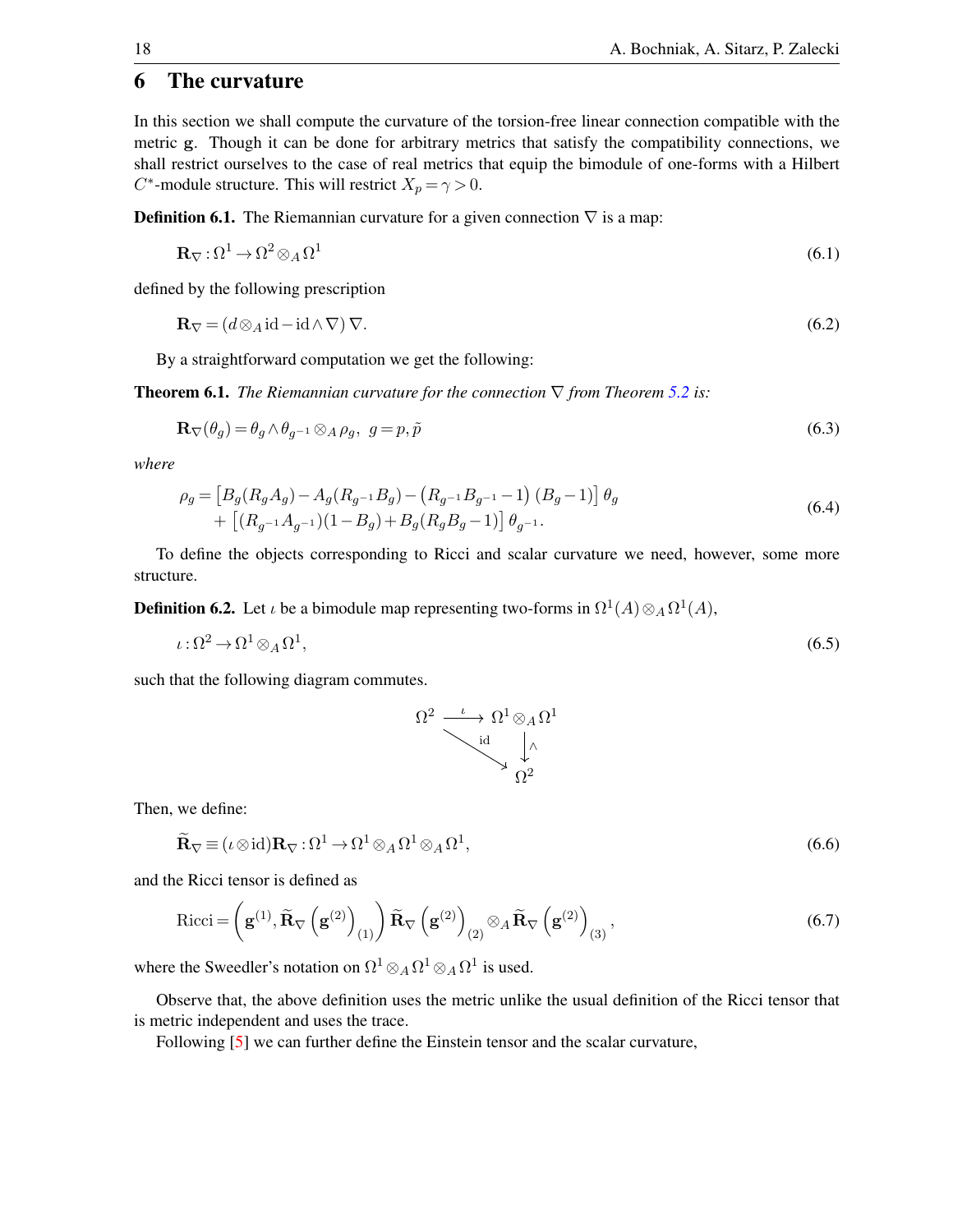## 6 The curvature

In this section we shall compute the curvature of the torsion-free linear connection compatible with the metric $\mathbf{g}$. Though it can be done for arbitrary metrics that satisfy the compatibility connections, we shall restrict ourselves to the case of real metrics that equip the bimodule of one-forms with a Hilbert $C^*$-module structure. This will restrict $X_p = \gamma > 0$.

**Definition 6.1.** The Riemannian curvature for a given connection $\nabla$ is a map:

$$\mathbf{R}_\nabla : \Omega^1 \to \Omega^2 \otimes_A \Omega^1 \tag{6.1}$$

defined by the following prescription

$$\mathbf{R}_\nabla = (d \otimes_A \mathrm{id} - \mathrm{id} \wedge \nabla)\, \nabla. \tag{6.2}$$

By a straightforward computation we get the following:

**Theorem 6.1.** *The Riemannian curvature for the connection $\nabla$ from Theorem 5.2 is:*

$$\mathbf{R}_\nabla(\theta_g) = \theta_g \wedge \theta_{g^{-1}} \otimes_A \rho_g, \;\; g = p, \tilde{p} \tag{6.3}$$

*where*

$$\begin{aligned} \rho_g = &\left[ B_g(R_g A_g) - A_g(R_{g^{-1}} B_g) - \left(R_{g^{-1}} B_{g^{-1}} - 1\right)(B_g - 1)\right] \theta_g \\ &+ \left[ (R_{g^{-1}} A_{g^{-1}})(1 - B_g) + B_g(R_g B_g - 1)\right] \theta_{g^{-1}}. \end{aligned} \tag{6.4}$$

To define the objects corresponding to Ricci and scalar curvature we need, however, some more structure.

**Definition 6.2.** Let $\iota$ be a bimodule map representing two-forms in $\Omega^1(A) \otimes_A \Omega^1(A)$,

$$\iota : \Omega^2 \to \Omega^1 \otimes_A \Omega^1, \tag{6.5}$$

such that the following diagram commutes.

$$\begin{array}{ccc} \Omega^2 & \xrightarrow{\;\iota\;} & \Omega^1 \otimes_A \Omega^1 \\ & \searrow^{\mathrm{id}} & \downarrow \wedge \\ & & \Omega^2 \end{array}$$

Then, we define:

$$\widetilde{\mathbf{R}}_\nabla \equiv (\iota \otimes \mathrm{id}) \mathbf{R}_\nabla : \Omega^1 \to \Omega^1 \otimes_A \Omega^1 \otimes_A \Omega^1, \tag{6.6}$$

and the Ricci tensor is defined as

$$\mathrm{Ricci} = \left( \mathbf{g}^{(1)}, \widetilde{\mathbf{R}}_\nabla \left(\mathbf{g}^{(2)}\right)_{(1)} \right) \widetilde{\mathbf{R}}_\nabla \left(\mathbf{g}^{(2)}\right)_{(2)} \otimes_A \widetilde{\mathbf{R}}_\nabla \left(\mathbf{g}^{(2)}\right)_{(3)}, \tag{6.7}$$

where the Sweedler's notation on $\Omega^1 \otimes_A \Omega^1 \otimes_A \Omega^1$ is used.

Observe that, the above definition uses the metric unlike the usual definition of the Ricci tensor that is metric independent and uses the trace.

Following [5] we can further define the Einstein tensor and the scalar curvature,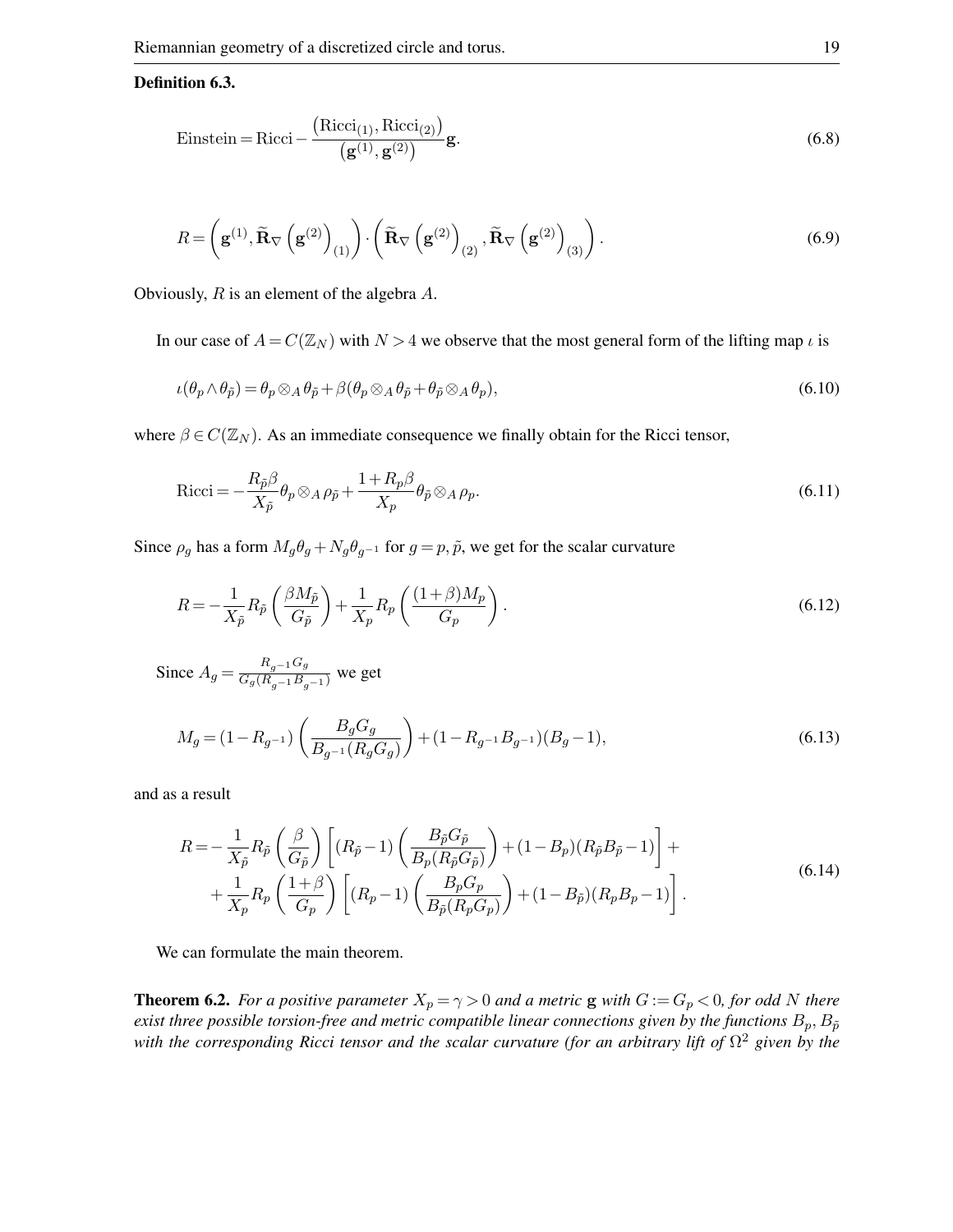**Definition 6.3.**

$$\text{Einstein} = \text{Ricci} - \frac{\left(\text{Ricci}_{(1)}, \text{Ricci}_{(2)}\right)}{\left(\mathbf{g}^{(1)}, \mathbf{g}^{(2)}\right)}\mathbf{g}. \tag{6.8}$$

$$R = \left(\mathbf{g}^{(1)}, \widetilde{\mathbf{R}}_{\nabla}\left(\mathbf{g}^{(2)}\right)_{(1)}\right) \cdot \left(\widetilde{\mathbf{R}}_{\nabla}\left(\mathbf{g}^{(2)}\right)_{(2)}, \widetilde{\mathbf{R}}_{\nabla}\left(\mathbf{g}^{(2)}\right)_{(3)}\right). \tag{6.9}$$

Obviously, $R$ is an element of the algebra $A$.

In our case of $A = C(\mathbb{Z}_N)$ with $N > 4$ we observe that the most general form of the lifting map $\iota$ is

$$\iota(\theta_p \wedge \theta_{\tilde{p}}) = \theta_p \otimes_A \theta_{\tilde{p}} + \beta(\theta_p \otimes_A \theta_{\tilde{p}} + \theta_{\tilde{p}} \otimes_A \theta_p), \tag{6.10}$$

where $\beta \in C(\mathbb{Z}_N)$. As an immediate consequence we finally obtain for the Ricci tensor,

$$\text{Ricci} = -\frac{R_{\tilde{p}}\beta}{X_{\tilde{p}}}\theta_p \otimes_A \rho_{\tilde{p}} + \frac{1 + R_p\beta}{X_p}\theta_{\tilde{p}} \otimes_A \rho_p. \tag{6.11}$$

Since $\rho_g$ has a form $M_g\theta_g + N_g\theta_{g^{-1}}$ for $g = p, \tilde{p}$, we get for the scalar curvature

$$R = -\frac{1}{X_{\tilde{p}}}R_{\tilde{p}}\left(\frac{\beta M_{\tilde{p}}}{G_{\tilde{p}}}\right) + \frac{1}{X_p}R_p\left(\frac{(1+\beta)M_p}{G_p}\right). \tag{6.12}$$

Since $A_g = \frac{R_{g^{-1}}G_g}{G_g(R_{g^{-1}}B_{g^{-1}})}$ we get

$$M_g = (1 - R_{g^{-1}})\left(\frac{B_g G_g}{B_{g^{-1}}(R_g G_g)}\right) + (1 - R_{g^{-1}}B_{g^{-1}})(B_g - 1), \tag{6.13}$$

and as a result

$$\begin{aligned} R = &-\frac{1}{X_{\tilde{p}}}R_{\tilde{p}}\left(\frac{\beta}{G_{\tilde{p}}}\right)\left[(R_{\tilde{p}} - 1)\left(\frac{B_{\tilde{p}}G_{\tilde{p}}}{B_p(R_{\tilde{p}}G_{\tilde{p}})}\right) + (1 - B_p)(R_{\tilde{p}}B_{\tilde{p}} - 1)\right] + \\ &+ \frac{1}{X_p}R_p\left(\frac{1+\beta}{G_p}\right)\left[(R_p - 1)\left(\frac{B_p G_p}{B_{\tilde{p}}(R_p G_p)}\right) + (1 - B_{\tilde{p}})(R_p B_p - 1)\right]. \end{aligned} \tag{6.14}$$

We can formulate the main theorem.

**Theorem 6.2.** *For a positive parameter $X_p = \gamma > 0$ and a metric $\mathbf{g}$ with $G := G_p < 0$, for odd $N$ there exist three possible torsion-free and metric compatible linear connections given by the functions $B_p, B_{\tilde{p}}$ with the corresponding Ricci tensor and the scalar curvature (for an arbitrary lift of $\Omega^2$ given by the*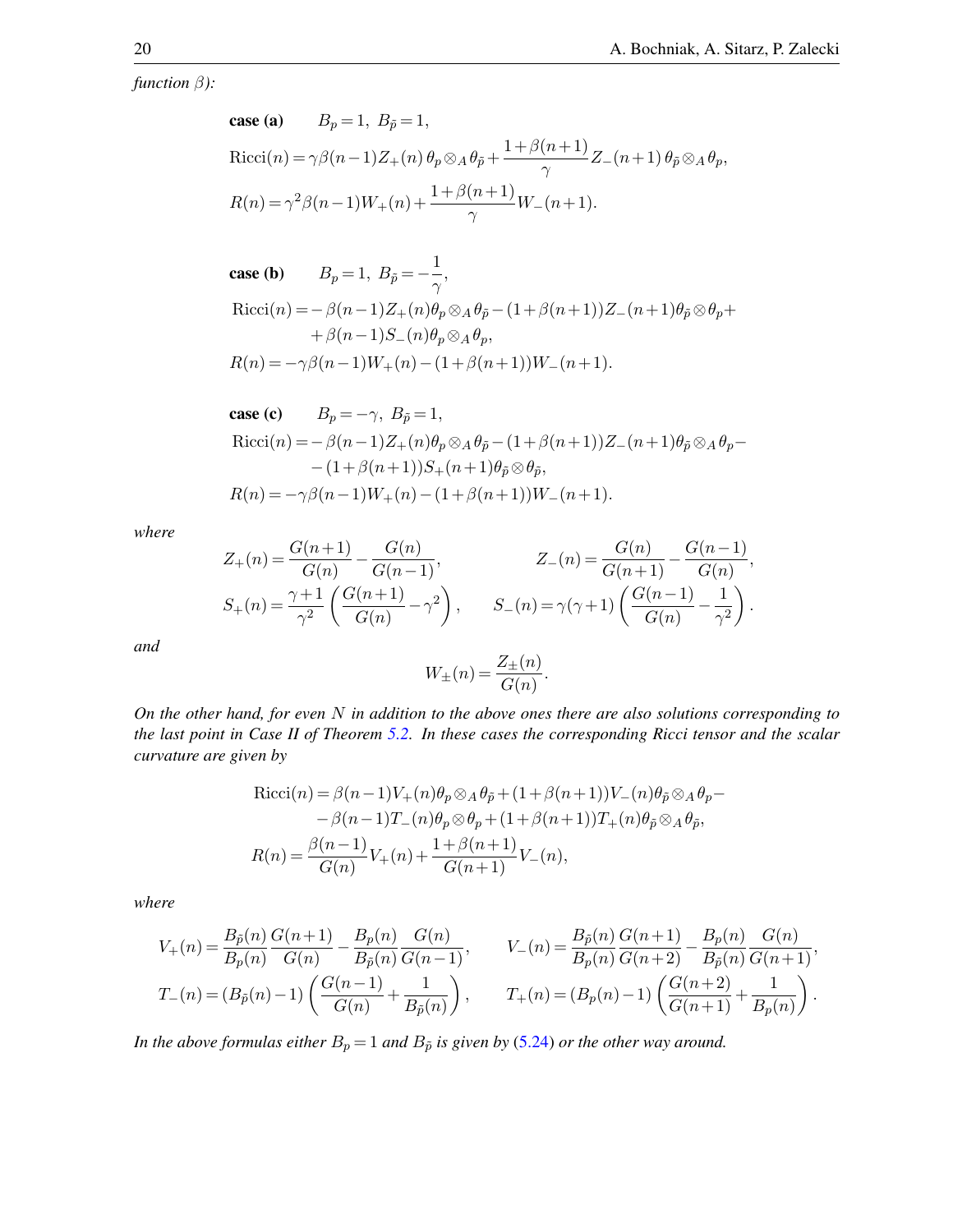*function $\beta$):*

$$
\begin{aligned}
&\textbf{case (a)} \qquad B_p = 1,\ B_{\tilde{p}} = 1,\\
&\mathrm{Ricci}(n) = \gamma\beta(n-1)Z_+(n)\,\theta_p \otimes_A \theta_{\tilde{p}} + \frac{1+\beta(n+1)}{\gamma} Z_-(n+1)\,\theta_{\tilde{p}} \otimes_A \theta_p,\\
&R(n) = \gamma^2\beta(n-1)W_+(n) + \frac{1+\beta(n+1)}{\gamma} W_-(n+1).
\end{aligned}
$$

$$
\begin{aligned}
&\textbf{case (b)} \qquad B_p = 1,\ B_{\tilde{p}} = -\frac{1}{\gamma},\\
&\mathrm{Ricci}(n) = -\beta(n-1)Z_+(n)\theta_p \otimes_A \theta_{\tilde{p}} - (1+\beta(n+1))Z_-(n+1)\theta_{\tilde{p}} \otimes \theta_p +\\
&\qquad\qquad + \beta(n-1)S_-(n)\theta_p \otimes_A \theta_p,\\
&R(n) = -\gamma\beta(n-1)W_+(n) - (1+\beta(n+1))W_-(n+1).
\end{aligned}
$$

$$
\begin{aligned}
&\textbf{case (c)} \qquad B_p = -\gamma,\ B_{\tilde{p}} = 1,\\
&\mathrm{Ricci}(n) = -\beta(n-1)Z_+(n)\theta_p \otimes_A \theta_{\tilde{p}} - (1+\beta(n+1))Z_-(n+1)\theta_{\tilde{p}} \otimes_A \theta_p -\\
&\qquad\qquad - (1+\beta(n+1))S_+(n+1)\theta_{\tilde{p}} \otimes \theta_{\tilde{p}},\\
&R(n) = -\gamma\beta(n-1)W_+(n) - (1+\beta(n+1))W_-(n+1).
\end{aligned}
$$

*where*

$$
\begin{aligned}
Z_+(n) &= \frac{G(n+1)}{G(n)} - \frac{G(n)}{G(n-1)}, & Z_-(n) &= \frac{G(n)}{G(n+1)} - \frac{G(n-1)}{G(n)},\\
S_+(n) &= \frac{\gamma+1}{\gamma^2}\left(\frac{G(n+1)}{G(n)} - \gamma^2\right), & S_-(n) &= \gamma(\gamma+1)\left(\frac{G(n-1)}{G(n)} - \frac{1}{\gamma^2}\right).
\end{aligned}
$$

*and*

$$
W_\pm(n) = \frac{Z_\pm(n)}{G(n)}.
$$

*On the other hand, for even $N$ in addition to the above ones there are also solutions corresponding to the last point in Case II of Theorem 5.2. In these cases the corresponding Ricci tensor and the scalar curvature are given by*

$$
\begin{aligned}
\mathrm{Ricci}(n) &= \beta(n-1)V_+(n)\theta_p \otimes_A \theta_{\tilde{p}} + (1+\beta(n+1))V_-(n)\theta_{\tilde{p}} \otimes_A \theta_p -\\
&\quad - \beta(n-1)T_-(n)\theta_p \otimes \theta_p + (1+\beta(n+1))T_+(n)\theta_{\tilde{p}} \otimes_A \theta_{\tilde{p}},\\
R(n) &= \frac{\beta(n-1)}{G(n)} V_+(n) + \frac{1+\beta(n+1)}{G(n+1)} V_-(n),
\end{aligned}
$$

*where*

$$
\begin{aligned}
V_+(n) &= \frac{B_{\tilde{p}}(n)}{B_p(n)}\frac{G(n+1)}{G(n)} - \frac{B_p(n)}{B_{\tilde{p}}(n)}\frac{G(n)}{G(n-1)}, & V_-(n) &= \frac{B_{\tilde{p}}(n)}{B_p(n)}\frac{G(n+1)}{G(n+2)} - \frac{B_p(n)}{B_{\tilde{p}}(n)}\frac{G(n)}{G(n+1)},\\
T_-(n) &= (B_{\tilde{p}}(n)-1)\left(\frac{G(n-1)}{G(n)} + \frac{1}{B_{\tilde{p}}(n)}\right), & T_+(n) &= (B_p(n)-1)\left(\frac{G(n+2)}{G(n+1)} + \frac{1}{B_p(n)}\right).
\end{aligned}
$$

*In the above formulas either $B_p = 1$ and $B_{\tilde{p}}$ is given by (5.24) or the other way around.*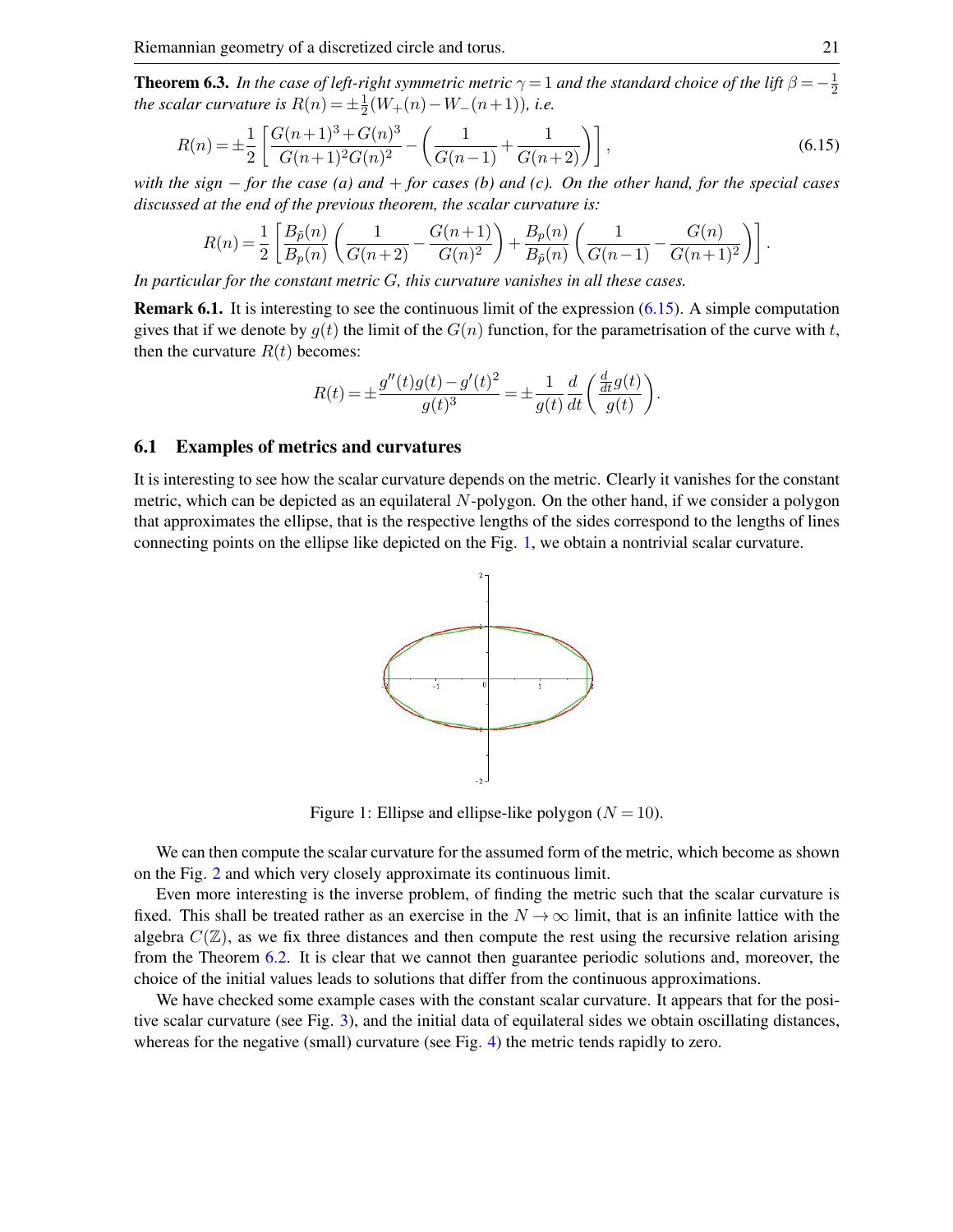**Theorem 6.3.** *In the case of left-right symmetric metric $\gamma = 1$ and the standard choice of the lift $\beta = -\frac{1}{2}$ the scalar curvature is $R(n) = \pm\frac{1}{2}(W_+(n) - W_-(n+1))$, i.e.*

$$R(n) = \pm\frac{1}{2}\left[\frac{G(n+1)^3 + G(n)^3}{G(n+1)^2 G(n)^2} - \left(\frac{1}{G(n-1)} + \frac{1}{G(n+2)}\right)\right], \tag{6.15}$$

*with the sign $-$ for the case (a) and $+$ for cases (b) and (c). On the other hand, for the special cases discussed at the end of the previous theorem, the scalar curvature is:*

$$R(n) = \frac{1}{2}\left[\frac{B_{\tilde{p}}(n)}{B_p(n)}\left(\frac{1}{G(n+2)} - \frac{G(n+1)}{G(n)^2}\right) + \frac{B_p(n)}{B_{\tilde{p}}(n)}\left(\frac{1}{G(n-1)} - \frac{G(n)}{G(n+1)^2}\right)\right].$$

*In particular for the constant metric $G$, this curvature vanishes in all these cases.*

**Remark 6.1.** It is interesting to see the continuous limit of the expression (6.15). A simple computation gives that if we denote by $g(t)$ the limit of the $G(n)$ function, for the parametrisation of the curve with $t$, then the curvature $R(t)$ becomes:

$$R(t) = \pm\frac{g''(t)g(t) - g'(t)^2}{g(t)^3} = \pm\frac{1}{g(t)}\frac{d}{dt}\left(\frac{\frac{d}{dt}g(t)}{g(t)}\right).$$

## 6.1 Examples of metrics and curvatures

It is interesting to see how the scalar curvature depends on the metric. Clearly it vanishes for the constant metric, which can be depicted as an equilateral $N$-polygon. On the other hand, if we consider a polygon that approximates the ellipse, that is the respective lengths of the sides correspond to the lengths of lines connecting points on the ellipse like depicted on the Fig. 1, we obtain a nontrivial scalar curvature.

Figure 1: Ellipse and ellipse-like polygon ($N = 10$).

We can then compute the scalar curvature for the assumed form of the metric, which become as shown on the Fig. 2 and which very closely approximate its continuous limit.

Even more interesting is the inverse problem, of finding the metric such that the scalar curvature is fixed. This shall be treated rather as an exercise in the $N \to \infty$ limit, that is an infinite lattice with the algebra $C(\mathbb{Z})$, as we fix three distances and then compute the rest using the recursive relation arising from the Theorem 6.2. It is clear that we cannot then guarantee periodic solutions and, moreover, the choice of the initial values leads to solutions that differ from the continuous approximations.

We have checked some example cases with the constant scalar curvature. It appears that for the positive scalar curvature (see Fig. 3), and the initial data of equilateral sides we obtain oscillating distances, whereas for the negative (small) curvature (see Fig. 4) the metric tends rapidly to zero.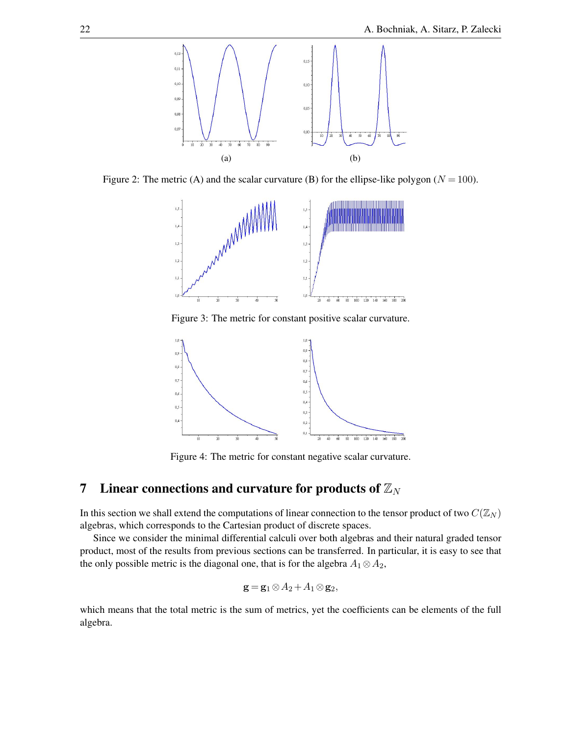(a) (b)

Figure 2: The metric (A) and the scalar curvature (B) for the ellipse-like polygon ($N = 100$).

Figure 3: The metric for constant positive scalar curvature.

Figure 4: The metric for constant negative scalar curvature.

# 7 Linear connections and curvature for products of $\mathbb{Z}_N$

In this section we shall extend the computations of linear connection to the tensor product of two $C(\mathbb{Z}_N)$ algebras, which corresponds to the Cartesian product of discrete spaces.

Since we consider the minimal differential calculi over both algebras and their natural graded tensor product, most of the results from previous sections can be transferred. In particular, it is easy to see that the only possible metric is the diagonal one, that is for the algebra $A_1 \otimes A_2$,

$$\mathbf{g} = \mathbf{g}_1 \otimes A_2 + A_1 \otimes \mathbf{g}_2,$$

which means that the total metric is the sum of metrics, yet the coefficients can be elements of the full algebra.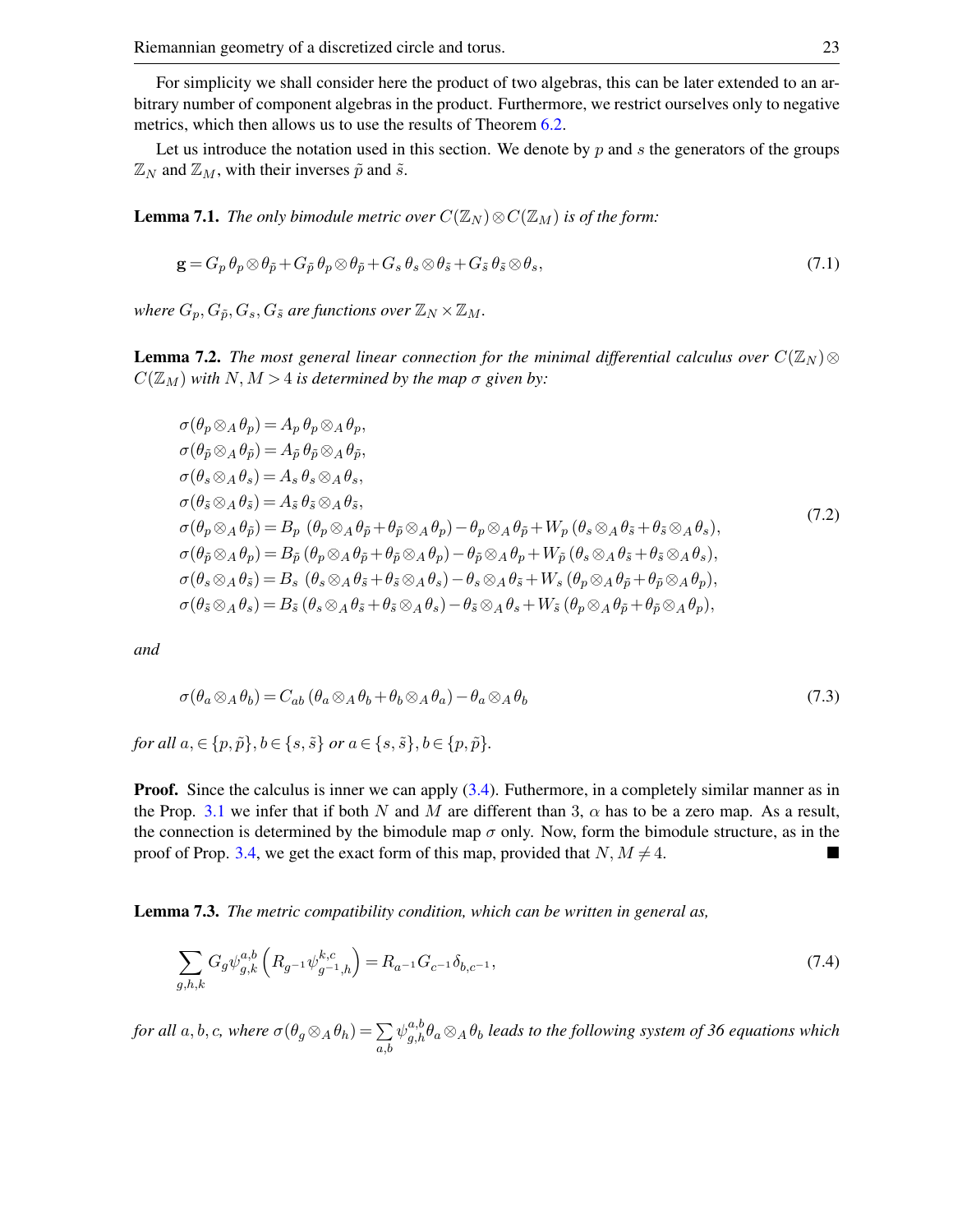For simplicity we shall consider here the product of two algebras, this can be later extended to an arbitrary number of component algebras in the product. Furthermore, we restrict ourselves only to negative metrics, which then allows us to use the results of Theorem 6.2.

Let us introduce the notation used in this section. We denote by $p$ and $s$ the generators of the groups $\mathbb{Z}_N$ and $\mathbb{Z}_M$, with their inverses $\tilde{p}$ and $\tilde{s}$.

**Lemma 7.1.** *The only bimodule metric over $C(\mathbb{Z}_N)\otimes C(\mathbb{Z}_M)$ is of the form:*

$$\mathbf{g} = G_p\,\theta_p\otimes\theta_{\tilde{p}} + G_{\tilde{p}}\,\theta_p\otimes\theta_{\tilde{p}} + G_s\,\theta_s\otimes\theta_{\tilde{s}} + G_{\tilde{s}}\,\theta_{\tilde{s}}\otimes\theta_s, \tag{7.1}$$

*where $G_p, G_{\tilde{p}}, G_s, G_{\tilde{s}}$ are functions over $\mathbb{Z}_N\times\mathbb{Z}_M$.*

**Lemma 7.2.** *The most general linear connection for the minimal differential calculus over $C(\mathbb{Z}_N)\otimes C(\mathbb{Z}_M)$ with $N,M>4$ is determined by the map $\sigma$ given by:*

$$\begin{aligned}
\sigma(\theta_p\otimes_A\theta_p) &= A_p\,\theta_p\otimes_A\theta_p,\\
\sigma(\theta_{\tilde{p}}\otimes_A\theta_{\tilde{p}}) &= A_{\tilde{p}}\,\theta_{\tilde{p}}\otimes_A\theta_{\tilde{p}},\\
\sigma(\theta_s\otimes_A\theta_s) &= A_s\,\theta_s\otimes_A\theta_s,\\
\sigma(\theta_{\tilde{s}}\otimes_A\theta_{\tilde{s}}) &= A_{\tilde{s}}\,\theta_{\tilde{s}}\otimes_A\theta_{\tilde{s}},\\
\sigma(\theta_p\otimes_A\theta_{\tilde{p}}) &= B_p\,(\theta_p\otimes_A\theta_{\tilde{p}}+\theta_{\tilde{p}}\otimes_A\theta_p)-\theta_p\otimes_A\theta_{\tilde{p}}+W_p\,(\theta_s\otimes_A\theta_{\tilde{s}}+\theta_{\tilde{s}}\otimes_A\theta_s),\\
\sigma(\theta_{\tilde{p}}\otimes_A\theta_p) &= B_{\tilde{p}}\,(\theta_p\otimes_A\theta_{\tilde{p}}+\theta_{\tilde{p}}\otimes_A\theta_p)-\theta_{\tilde{p}}\otimes_A\theta_p+W_{\tilde{p}}\,(\theta_s\otimes_A\theta_{\tilde{s}}+\theta_{\tilde{s}}\otimes_A\theta_s),\\
\sigma(\theta_s\otimes_A\theta_{\tilde{s}}) &= B_s\,(\theta_s\otimes_A\theta_{\tilde{s}}+\theta_{\tilde{s}}\otimes_A\theta_s)-\theta_s\otimes_A\theta_{\tilde{s}}+W_s\,(\theta_p\otimes_A\theta_{\tilde{p}}+\theta_{\tilde{p}}\otimes_A\theta_p),\\
\sigma(\theta_{\tilde{s}}\otimes_A\theta_s) &= B_{\tilde{s}}\,(\theta_s\otimes_A\theta_{\tilde{s}}+\theta_{\tilde{s}}\otimes_A\theta_s)-\theta_{\tilde{s}}\otimes_A\theta_s+W_{\tilde{s}}\,(\theta_p\otimes_A\theta_{\tilde{p}}+\theta_{\tilde{p}}\otimes_A\theta_p),
\end{aligned} \tag{7.2}$$

*and*

$$\sigma(\theta_a\otimes_A\theta_b) = C_{ab}\,(\theta_a\otimes_A\theta_b+\theta_b\otimes_A\theta_a)-\theta_a\otimes_A\theta_b \tag{7.3}$$

*for all $a,\in\{p,\tilde{p}\}, b\in\{s,\tilde{s}\}$ or $a\in\{s,\tilde{s}\}, b\in\{p,\tilde{p}\}$.*

**Proof.** Since the calculus is inner we can apply (3.4). Futhermore, in a completely similar manner as in the Prop. 3.1 we infer that if both $N$ and $M$ are different than 3, $\alpha$ has to be a zero map. As a result, the connection is determined by the bimodule map $\sigma$ only. Now, form the bimodule structure, as in the proof of Prop. 3.4, we get the exact form of this map, provided that $N,M\neq 4$. ■

**Lemma 7.3.** *The metric compatibility condition, which can be written in general as,*

$$\sum_{g,h,k} G_g\psi^{a,b}_{g,k}\left(R_{g^{-1}}\psi^{k,c}_{g^{-1},h}\right) = R_{a^{-1}}G_{c^{-1}}\delta_{b,c^{-1}}, \tag{7.4}$$

*for all $a,b,c$, where $\sigma(\theta_g\otimes_A\theta_h)=\sum_{a,b}\psi^{a,b}_{g,h}\theta_a\otimes_A\theta_b$ leads to the following system of 36 equations which*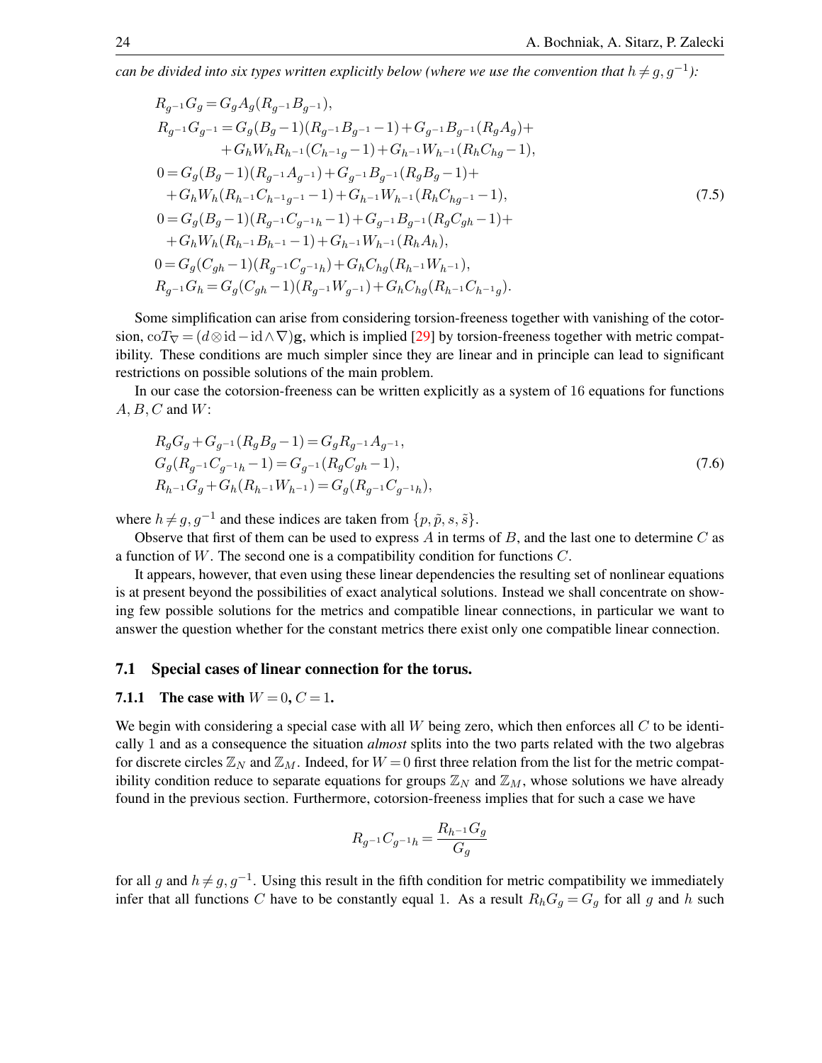*can be divided into six types written explicitly below (where we use the convention that $h \neq g, g^{-1}$):*

$$
\begin{aligned}
&R_{g^{-1}}G_g = G_g A_g(R_{g^{-1}}B_{g^{-1}}),\\
&R_{g^{-1}}G_{g^{-1}} = G_g(B_g-1)(R_{g^{-1}}B_{g^{-1}}-1)+G_{g^{-1}}B_{g^{-1}}(R_g A_g)+\\
&\qquad\qquad +G_h W_h R_{h^{-1}}(C_{h^{-1}g}-1)+G_{h^{-1}}W_{h^{-1}}(R_h C_{hg}-1),\\
&0 = G_g(B_g-1)(R_{g^{-1}}A_{g^{-1}})+G_{g^{-1}}B_{g^{-1}}(R_g B_g-1)+\\
&\quad +G_h W_h(R_{h^{-1}}C_{h^{-1}g^{-1}}-1)+G_{h^{-1}}W_{h^{-1}}(R_h C_{hg^{-1}}-1),\\
&0 = G_g(B_g-1)(R_{g^{-1}}C_{g^{-1}h}-1)+G_{g^{-1}}B_{g^{-1}}(R_g C_{gh}-1)+\\
&\quad +G_h W_h(R_{h^{-1}}B_{h^{-1}}-1)+G_{h^{-1}}W_{h^{-1}}(R_h A_h),\\
&0 = G_g(C_{gh}-1)(R_{g^{-1}}C_{g^{-1}h})+G_h C_{hg}(R_{h^{-1}}W_{h^{-1}}),\\
&R_{g^{-1}}G_h = G_g(C_{gh}-1)(R_{g^{-1}}W_{g^{-1}})+G_h C_{hg}(R_{h^{-1}}C_{h^{-1}g}).
\end{aligned}
\tag{7.5}
$$

Some simplification can arise from considering torsion-freeness together with vanishing of the cotorsion, $\mathrm{co}T_\nabla = (d\otimes \mathrm{id} - \mathrm{id}\wedge\nabla)\mathbf{g}$, which is implied [29] by torsion-freeness together with metric compatibility. These conditions are much simpler since they are linear and in principle can lead to significant restrictions on possible solutions of the main problem.

In our case the cotorsion-freeness can be written explicitly as a system of 16 equations for functions $A, B, C$ and $W$:

$$
\begin{aligned}
&R_g G_g + G_{g^{-1}}(R_g B_g - 1) = G_g R_{g^{-1}} A_{g^{-1}},\\
&G_g(R_{g^{-1}}C_{g^{-1}h}-1) = G_{g^{-1}}(R_g C_{gh}-1),\\
&R_{h^{-1}}G_g + G_h(R_{h^{-1}}W_{h^{-1}}) = G_g(R_{g^{-1}}C_{g^{-1}h}),
\end{aligned}
\tag{7.6}
$$

where $h \neq g, g^{-1}$ and these indices are taken from $\{p, \tilde{p}, s, \tilde{s}\}$.

Observe that first of them can be used to express $A$ in terms of $B$, and the last one to determine $C$ as a function of $W$. The second one is a compatibility condition for functions $C$.

It appears, however, that even using these linear dependencies the resulting set of nonlinear equations is at present beyond the possibilities of exact analytical solutions. Instead we shall concentrate on showing few possible solutions for the metrics and compatible linear connections, in particular we want to answer the question whether for the constant metrics there exist only one compatible linear connection.

## 7.1 Special cases of linear connection for the torus.

### 7.1.1 The case with $W = 0$, $C = 1$.

We begin with considering a special case with all $W$ being zero, which then enforces all $C$ to be identically 1 and as a consequence the situation *almost* splits into the two parts related with the two algebras for discrete circles $\mathbb{Z}_N$ and $\mathbb{Z}_M$. Indeed, for $W = 0$ first three relation from the list for the metric compatibility condition reduce to separate equations for groups $\mathbb{Z}_N$ and $\mathbb{Z}_M$, whose solutions we have already found in the previous section. Furthermore, cotorsion-freeness implies that for such a case we have

$$
R_{g^{-1}}C_{g^{-1}h} = \frac{R_{h^{-1}}G_g}{G_g}
$$

for all $g$ and $h \neq g, g^{-1}$. Using this result in the fifth condition for metric compatibility we immediately infer that all functions $C$ have to be constantly equal 1. As a result $R_h G_g = G_g$ for all $g$ and $h$ such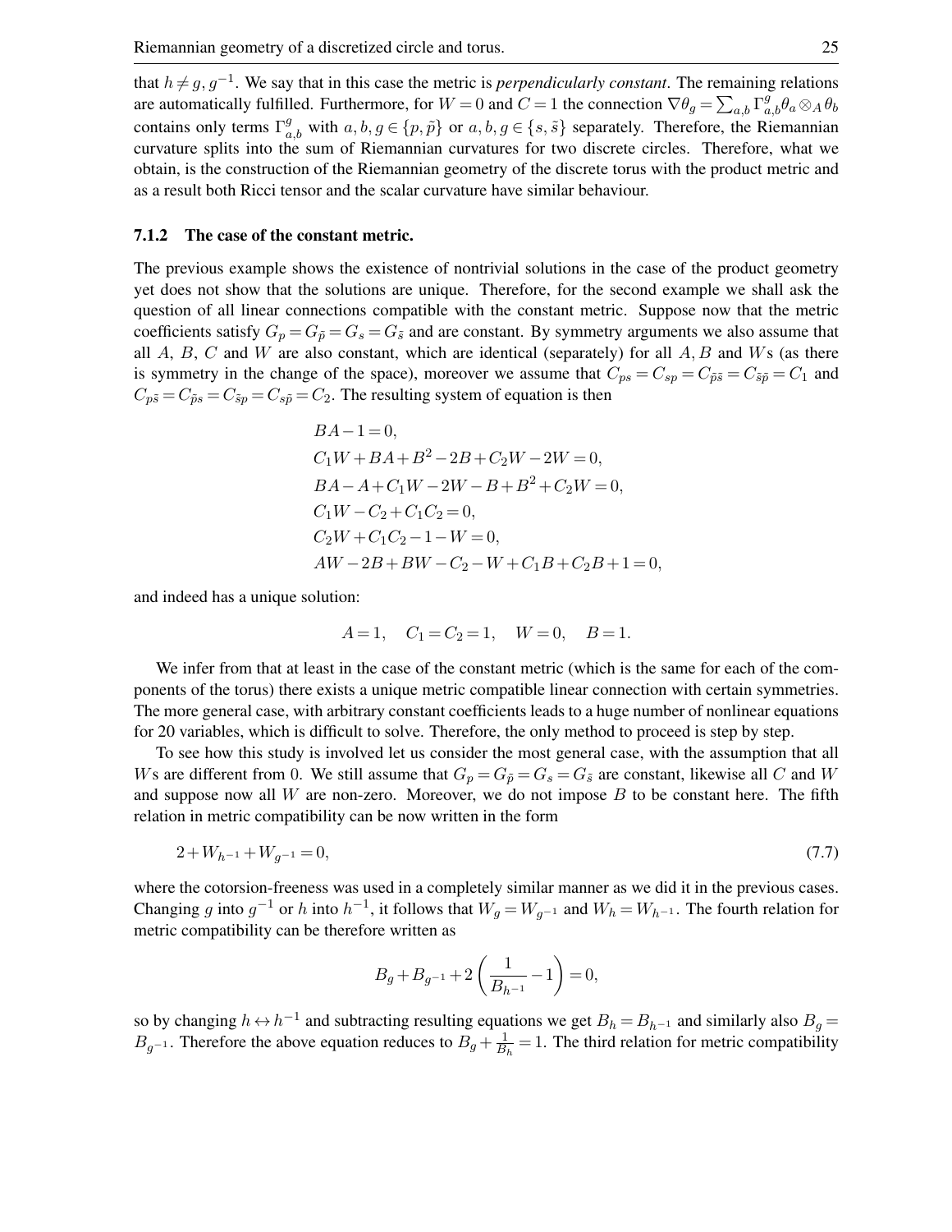that $h \neq g, g^{-1}$. We say that in this case the metric is *perpendicularly constant*. The remaining relations are automatically fulfilled. Furthermore, for $W=0$ and $C=1$ the connection $\nabla\theta_g = \sum_{a,b}\Gamma^g_{a,b}\theta_a \otimes_A \theta_b$ contains only terms $\Gamma^g_{a,b}$ with $a,b,g \in \{p,\tilde{p}\}$ or $a,b,g \in \{s,\tilde{s}\}$ separately. Therefore, the Riemannian curvature splits into the sum of Riemannian curvatures for two discrete circles. Therefore, what we obtain, is the construction of the Riemannian geometry of the discrete torus with the product metric and as a result both Ricci tensor and the scalar curvature have similar behaviour.

### 7.1.2 The case of the constant metric.

The previous example shows the existence of nontrivial solutions in the case of the product geometry yet does not show that the solutions are unique. Therefore, for the second example we shall ask the question of all linear connections compatible with the constant metric. Suppose now that the metric coefficients satisfy $G_p = G_{\tilde{p}} = G_s = G_{\tilde{s}}$ and are constant. By symmetry arguments we also assume that all $A$, $B$, $C$ and $W$ are also constant, which are identical (separately) for all $A, B$ and $W$s (as there is symmetry in the change of the space), moreover we assume that $C_{ps} = C_{sp} = C_{\tilde{p}\tilde{s}} = C_{\tilde{s}\tilde{p}} = C_1$ and $C_{p\tilde{s}} = C_{\tilde{p}s} = C_{\tilde{s}p} = C_{s\tilde{p}} = C_2$. The resulting system of equation is then

$$
\begin{aligned}
&BA - 1 = 0,\\
&C_1W + BA + B^2 - 2B + C_2W - 2W = 0,\\
&BA - A + C_1W - 2W - B + B^2 + C_2W = 0,\\
&C_1W - C_2 + C_1C_2 = 0,\\
&C_2W + C_1C_2 - 1 - W = 0,\\
&AW - 2B + BW - C_2 - W + C_1B + C_2B + 1 = 0,
\end{aligned}
$$

and indeed has a unique solution:

$$
A = 1, \quad C_1 = C_2 = 1, \quad W = 0, \quad B = 1.
$$

We infer from that at least in the case of the constant metric (which is the same for each of the components of the torus) there exists a unique metric compatible linear connection with certain symmetries. The more general case, with arbitrary constant coefficients leads to a huge number of nonlinear equations for 20 variables, which is difficult to solve. Therefore, the only method to proceed is step by step.

To see how this study is involved let us consider the most general case, with the assumption that all $W$s are different from 0. We still assume that $G_p = G_{\tilde{p}} = G_s = G_{\tilde{s}}$ are constant, likewise all $C$ and $W$ and suppose now all $W$ are non-zero. Moreover, we do not impose $B$ to be constant here. The fifth relation in metric compatibility can be now written in the form

$$
2 + W_{h^{-1}} + W_{g^{-1}} = 0, \tag{7.7}
$$

where the cotorsion-freeness was used in a completely similar manner as we did it in the previous cases. Changing $g$ into $g^{-1}$ or $h$ into $h^{-1}$, it follows that $W_g = W_{g^{-1}}$ and $W_h = W_{h^{-1}}$. The fourth relation for metric compatibility can be therefore written as

$$
B_g + B_{g^{-1}} + 2\left(\frac{1}{B_{h^{-1}}} - 1\right) = 0,
$$

so by changing $h \leftrightarrow h^{-1}$ and subtracting resulting equations we get $B_h = B_{h^{-1}}$ and similarly also $B_g = B_{g^{-1}}$. Therefore the above equation reduces to $B_g + \frac{1}{B_h} = 1$. The third relation for metric compatibility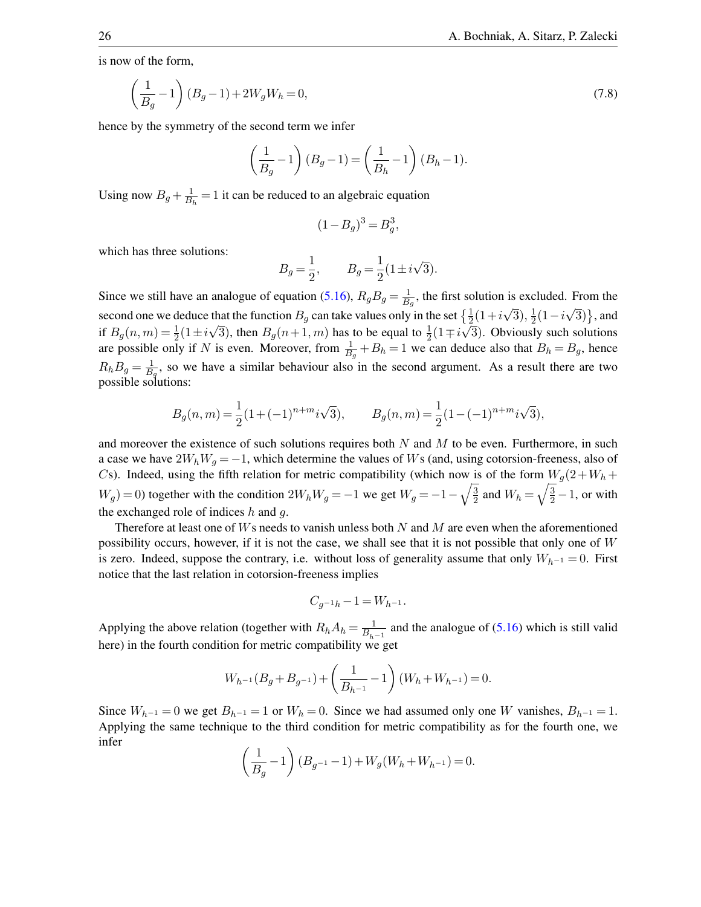is now of the form,

$$\left(\frac{1}{B_g}-1\right)(B_g-1)+2W_gW_h=0, \tag{7.8}$$

hence by the symmetry of the second term we infer

$$\left(\frac{1}{B_g}-1\right)(B_g-1)=\left(\frac{1}{B_h}-1\right)(B_h-1).$$

Using now $B_g+\frac{1}{B_h}=1$ it can be reduced to an algebraic equation

$$(1-B_g)^3=B_g^3,$$

which has three solutions:

$$B_g=\frac{1}{2}, \qquad B_g=\frac{1}{2}(1\pm i\sqrt{3}).$$

Since we still have an analogue of equation (5.16), $R_gB_g=\frac{1}{B_g}$, the first solution is excluded. From the second one we deduce that the function $B_g$ can take values only in the set $\left\{\frac{1}{2}(1+i\sqrt{3}), \frac{1}{2}(1-i\sqrt{3})\right\}$, and if $B_g(n,m)=\frac{1}{2}(1\pm i\sqrt{3})$, then $B_g(n+1,m)$ has to be equal to $\frac{1}{2}(1\mp i\sqrt{3})$. Obviously such solutions are possible only if $N$ is even. Moreover, from $\frac{1}{B_g}+B_h=1$ we can deduce also that $B_h=B_g$, hence $R_hB_g=\frac{1}{B_g}$, so we have a similar behaviour also in the second argument. As a result there are two possible solutions:

$$B_g(n,m)=\frac{1}{2}(1+(-1)^{n+m}i\sqrt{3}), \qquad B_g(n,m)=\frac{1}{2}(1-(-1)^{n+m}i\sqrt{3}),$$

and moreover the existence of such solutions requires both $N$ and $M$ to be even. Furthermore, in such a case we have $2W_hW_g=-1$, which determine the values of $W$s (and, using cotorsion-freeness, also of $C$s). Indeed, using the fifth relation for metric compatibility (which now is of the form $W_g(2+W_h+W_g)=0$) together with the condition $2W_hW_g=-1$ we get $W_g=-1-\sqrt{\frac{3}{2}}$ and $W_h=\sqrt{\frac{3}{2}}-1$, or with the exchanged role of indices $h$ and $g$.

Therefore at least one of $W$s needs to vanish unless both $N$ and $M$ are even when the aforementioned possibility occurs, however, if it is not the case, we shall see that it is not possible that only one of $W$ is zero. Indeed, suppose the contrary, i.e. without loss of generality assume that only $W_{h^{-1}}=0$. First notice that the last relation in cotorsion-freeness implies

$$C_{g^{-1}h}-1=W_{h^{-1}}.$$

Applying the above relation (together with $R_hA_h=\frac{1}{B_{h^{-1}}}$ and the analogue of (5.16) which is still valid here) in the fourth condition for metric compatibility we get

$$W_{h^{-1}}(B_g+B_{g^{-1}})+\left(\frac{1}{B_{h^{-1}}}-1\right)(W_h+W_{h^{-1}})=0.$$

Since $W_{h^{-1}}=0$ we get $B_{h^{-1}}=1$ or $W_h=0$. Since we had assumed only one $W$ vanishes, $B_{h^{-1}}=1$. Applying the same technique to the third condition for metric compatibility as for the fourth one, we infer

$$\left(\frac{1}{B_g}-1\right)(B_{g^{-1}}-1)+W_g(W_h+W_{h^{-1}})=0.$$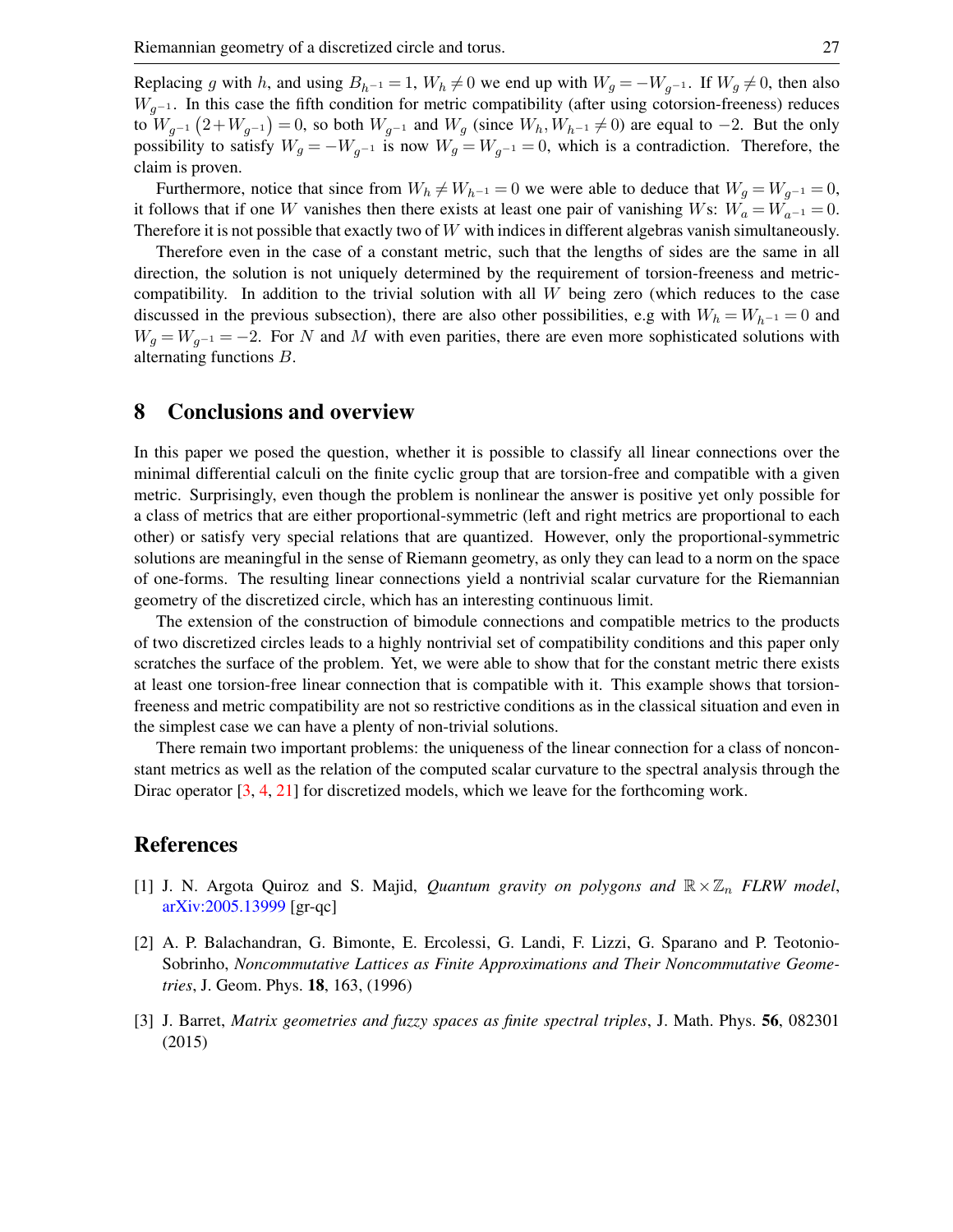Replacing $g$ with $h$, and using $B_{h^{-1}} = 1$, $W_h \neq 0$ we end up with $W_g = -W_{g^{-1}}$. If $W_g \neq 0$, then also $W_{g^{-1}}$. In this case the fifth condition for metric compatibility (after using cotorsion-freeness) reduces to $W_{g^{-1}}\left(2+W_{g^{-1}}\right) = 0$, so both $W_{g^{-1}}$ and $W_g$ (since $W_h, W_{h^{-1}} \neq 0$) are equal to $-2$. But the only possibility to satisfy $W_g = -W_{g^{-1}}$ is now $W_g = W_{g^{-1}} = 0$, which is a contradiction. Therefore, the claim is proven.

Furthermore, notice that since from $W_h \neq W_{h^{-1}} = 0$ we were able to deduce that $W_g = W_{g^{-1}} = 0$, it follows that if one $W$ vanishes then there exists at least one pair of vanishing $W$s: $W_a = W_{a^{-1}} = 0$. Therefore it is not possible that exactly two of $W$ with indices in different algebras vanish simultaneously.

Therefore even in the case of a constant metric, such that the lengths of sides are the same in all direction, the solution is not uniquely determined by the requirement of torsion-freeness and metric-compatibility. In addition to the trivial solution with all $W$ being zero (which reduces to the case discussed in the previous subsection), there are also other possibilities, e.g with $W_h = W_{h^{-1}} = 0$ and $W_g = W_{g^{-1}} = -2$. For $N$ and $M$ with even parities, there are even more sophisticated solutions with alternating functions $B$.

## 8 Conclusions and overview

In this paper we posed the question, whether it is possible to classify all linear connections over the minimal differential calculi on the finite cyclic group that are torsion-free and compatible with a given metric. Surprisingly, even though the problem is nonlinear the answer is positive yet only possible for a class of metrics that are either proportional-symmetric (left and right metrics are proportional to each other) or satisfy very special relations that are quantized. However, only the proportional-symmetric solutions are meaningful in the sense of Riemann geometry, as only they can lead to a norm on the space of one-forms. The resulting linear connections yield a nontrivial scalar curvature for the Riemannian geometry of the discretized circle, which has an interesting continuous limit.

The extension of the construction of bimodule connections and compatible metrics to the products of two discretized circles leads to a highly nontrivial set of compatibility conditions and this paper only scratches the surface of the problem. Yet, we were able to show that for the constant metric there exists at least one torsion-free linear connection that is compatible with it. This example shows that torsion-freeness and metric compatibility are not so restrictive conditions as in the classical situation and even in the simplest case we can have a plenty of non-trivial solutions.

There remain two important problems: the uniqueness of the linear connection for a class of nonconstant metrics as well as the relation of the computed scalar curvature to the spectral analysis through the Dirac operator [3, 4, 21] for discretized models, which we leave for the forthcoming work.

## References

[1] J. N. Argota Quiroz and S. Majid, *Quantum gravity on polygons and $\mathbb{R}\times\mathbb{Z}_n$ FLRW model*, arXiv:2005.13999 [gr-qc]

[2] A. P. Balachandran, G. Bimonte, E. Ercolessi, G. Landi, F. Lizzi, G. Sparano and P. Teotonio-Sobrinho, *Noncommutative Lattices as Finite Approximations and Their Noncommutative Geometries*, J. Geom. Phys. **18**, 163, (1996)

[3] J. Barret, *Matrix geometries and fuzzy spaces as finite spectral triples*, J. Math. Phys. **56**, 082301 (2015)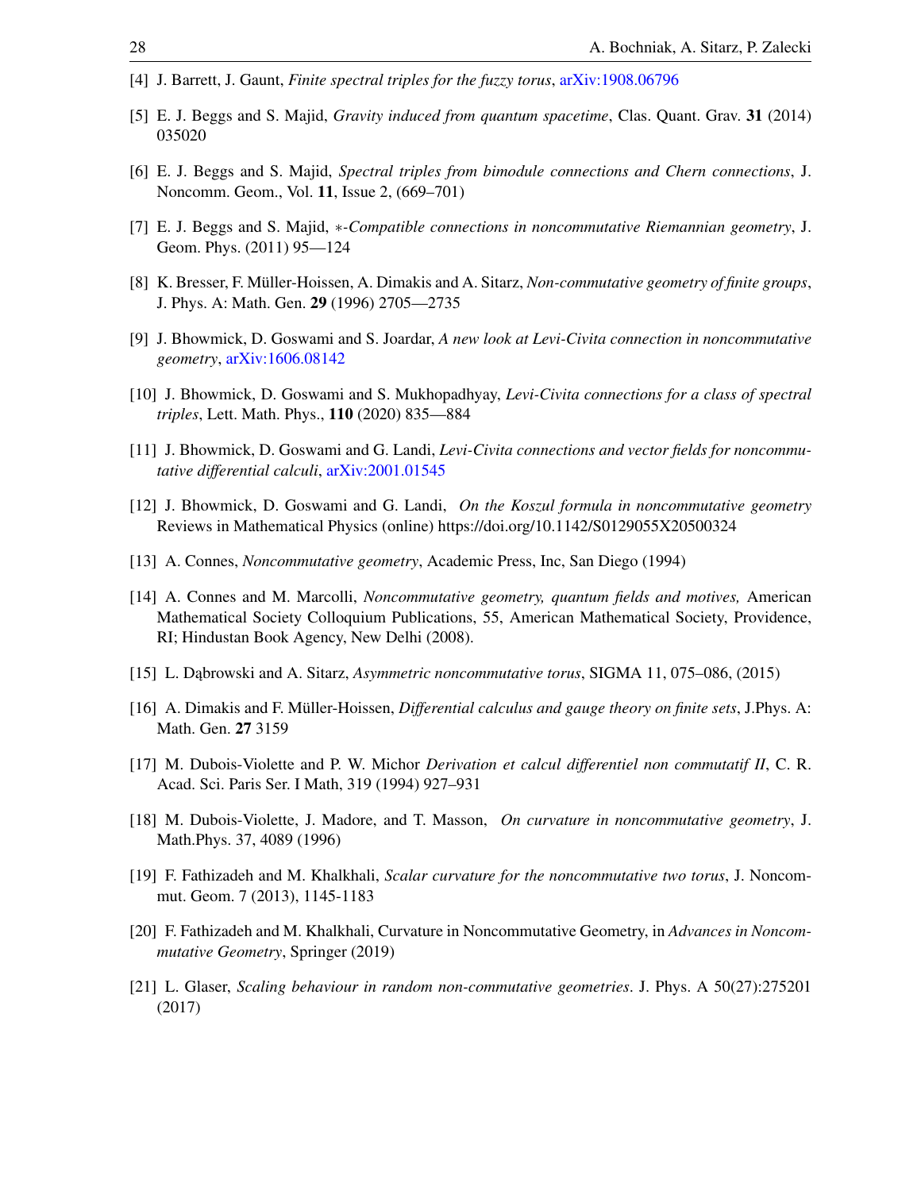- [4] J. Barrett, J. Gaunt, *Finite spectral triples for the fuzzy torus*, arXiv:1908.06796
- [5] E. J. Beggs and S. Majid, *Gravity induced from quantum spacetime*, Clas. Quant. Grav. **31** (2014) 035020
- [6] E. J. Beggs and S. Majid, *Spectral triples from bimodule connections and Chern connections*, J. Noncomm. Geom., Vol. **11**, Issue 2, (669–701)
- [7] E. J. Beggs and S. Majid, $*$-*Compatible connections in noncommutative Riemannian geometry*, J. Geom. Phys. (2011) 95—124
- [8] K. Bresser, F. Müller-Hoissen, A. Dimakis and A. Sitarz, *Non-commutative geometry of finite groups*, J. Phys. A: Math. Gen. **29** (1996) 2705—2735
- [9] J. Bhowmick, D. Goswami and S. Joardar, *A new look at Levi-Civita connection in noncommutative geometry*, arXiv:1606.08142
- [10] J. Bhowmick, D. Goswami and S. Mukhopadhyay, *Levi-Civita connections for a class of spectral triples*, Lett. Math. Phys., **110** (2020) 835—884
- [11] J. Bhowmick, D. Goswami and G. Landi, *Levi-Civita connections and vector fields for noncommutative differential calculi*, arXiv:2001.01545
- [12] J. Bhowmick, D. Goswami and G. Landi, *On the Koszul formula in noncommutative geometry* Reviews in Mathematical Physics (online) https://doi.org/10.1142/S0129055X20500324
- [13] A. Connes, *Noncommutative geometry*, Academic Press, Inc, San Diego (1994)
- [14] A. Connes and M. Marcolli, *Noncommutative geometry, quantum fields and motives,* American Mathematical Society Colloquium Publications, 55, American Mathematical Society, Providence, RI; Hindustan Book Agency, New Delhi (2008).
- [15] L. Dąbrowski and A. Sitarz, *Asymmetric noncommutative torus*, SIGMA 11, 075–086, (2015)
- [16] A. Dimakis and F. Müller-Hoissen, *Differential calculus and gauge theory on finite sets*, J.Phys. A: Math. Gen. **27** 3159
- [17] M. Dubois-Violette and P. W. Michor *Derivation et calcul differentiel non commutatif II*, C. R. Acad. Sci. Paris Ser. I Math, 319 (1994) 927–931
- [18] M. Dubois-Violette, J. Madore, and T. Masson, *On curvature in noncommutative geometry*, J. Math.Phys. 37, 4089 (1996)
- [19] F. Fathizadeh and M. Khalkhali, *Scalar curvature for the noncommutative two torus*, J. Noncommut. Geom. 7 (2013), 1145-1183
- [20] F. Fathizadeh and M. Khalkhali, Curvature in Noncommutative Geometry, in *Advances in Noncommutative Geometry*, Springer (2019)
- [21] L. Glaser, *Scaling behaviour in random non-commutative geometries*. J. Phys. A 50(27):275201 (2017)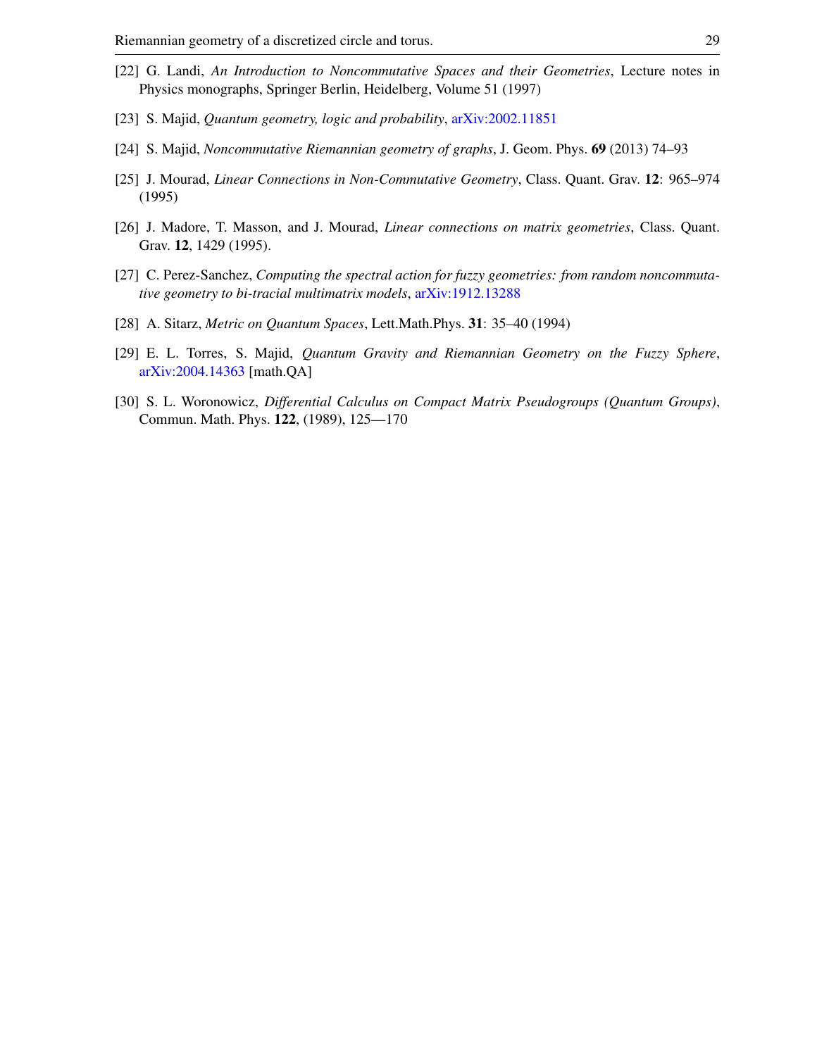[22] G. Landi, *An Introduction to Noncommutative Spaces and their Geometries*, Lecture notes in Physics monographs, Springer Berlin, Heidelberg, Volume 51 (1997)

[23] S. Majid, *Quantum geometry, logic and probability*, arXiv:2002.11851

[24] S. Majid, *Noncommutative Riemannian geometry of graphs*, J. Geom. Phys. **69** (2013) 74–93

[25] J. Mourad, *Linear Connections in Non-Commutative Geometry*, Class. Quant. Grav. **12**: 965–974 (1995)

[26] J. Madore, T. Masson, and J. Mourad, *Linear connections on matrix geometries*, Class. Quant. Grav. **12**, 1429 (1995).

[27] C. Perez-Sanchez, *Computing the spectral action for fuzzy geometries: from random noncommutative geometry to bi-tracial multimatrix models*, arXiv:1912.13288

[28] A. Sitarz, *Metric on Quantum Spaces*, Lett.Math.Phys. **31**: 35–40 (1994)

[29] E. L. Torres, S. Majid, *Quantum Gravity and Riemannian Geometry on the Fuzzy Sphere*, arXiv:2004.14363 [math.QA]

[30] S. L. Woronowicz, *Differential Calculus on Compact Matrix Pseudogroups (Quantum Groups)*, Commun. Math. Phys. **122**, (1989), 125—170